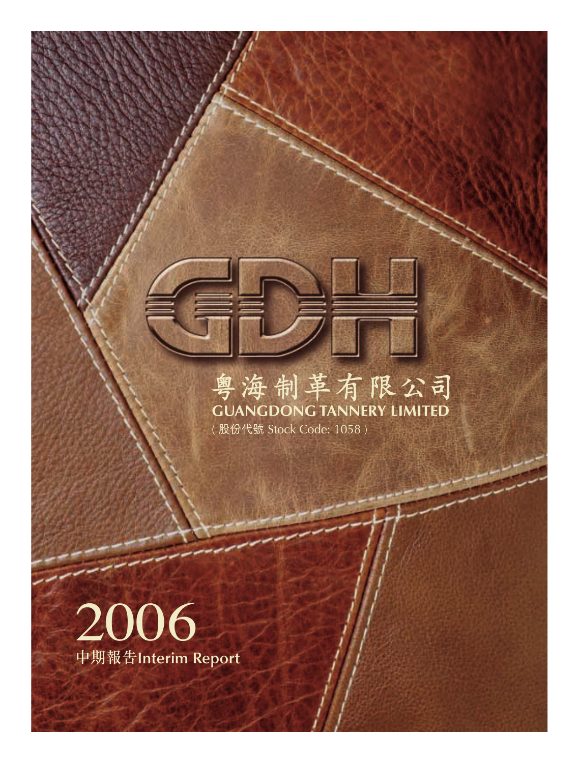GDH

# 粵海制革有限公司
# GUANGDONG TANNERY LIMITED

（股份代號 Stock Code: 1058）

# 2006
## 中期報告Interim Report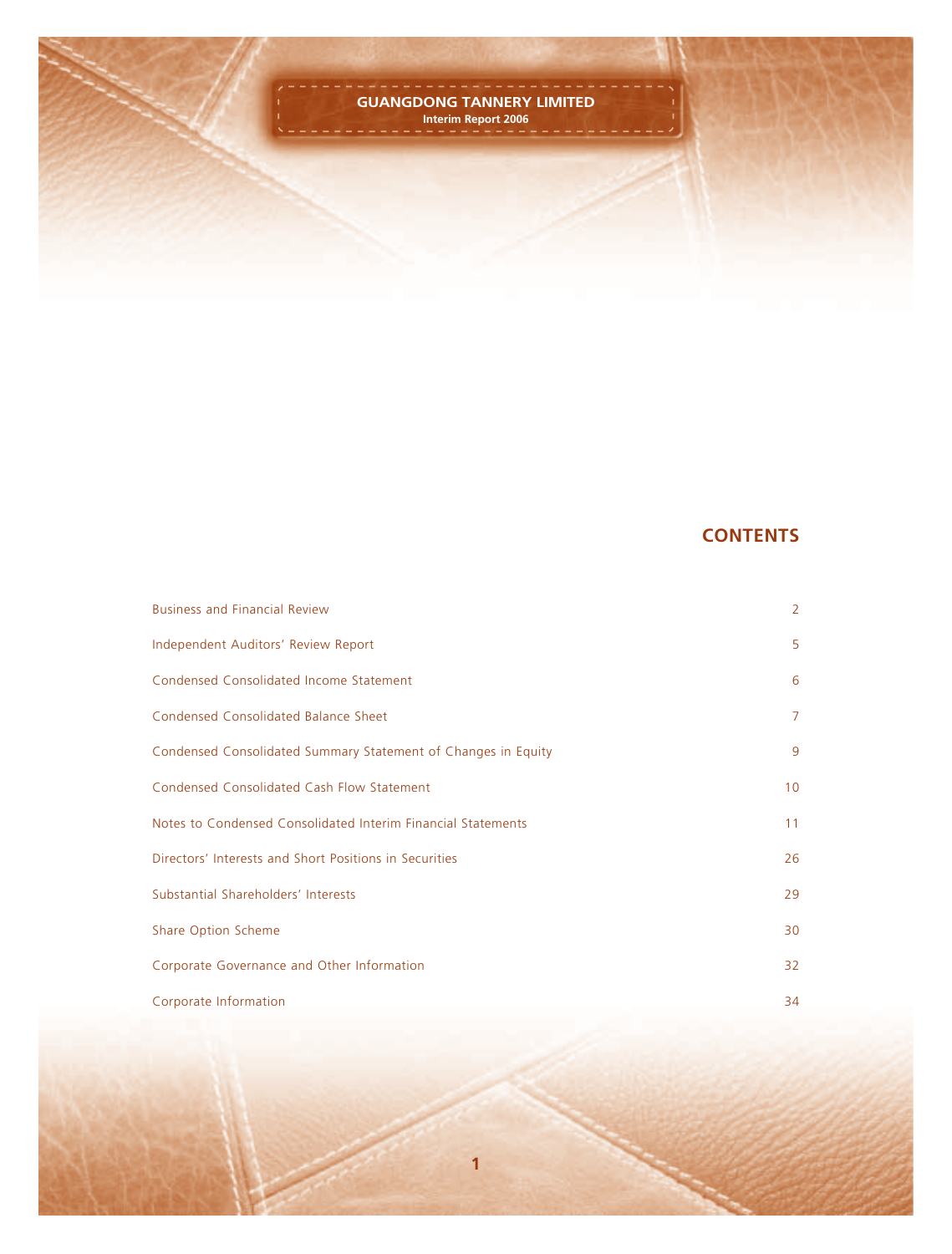**GUANGDONG TANNERY LIMITED**
**Interim Report 2006**

# CONTENTS

| | |
|---|---|
| Business and Financial Review | 2 |
| Independent Auditors' Review Report | 5 |
| Condensed Consolidated Income Statement | 6 |
| Condensed Consolidated Balance Sheet | 7 |
| Condensed Consolidated Summary Statement of Changes in Equity | 9 |
| Condensed Consolidated Cash Flow Statement | 10 |
| Notes to Condensed Consolidated Interim Financial Statements | 11 |
| Directors' Interests and Short Positions in Securities | 26 |
| Substantial Shareholders' Interests | 29 |
| Share Option Scheme | 30 |
| Corporate Governance and Other Information | 32 |
| Corporate Information | 34 |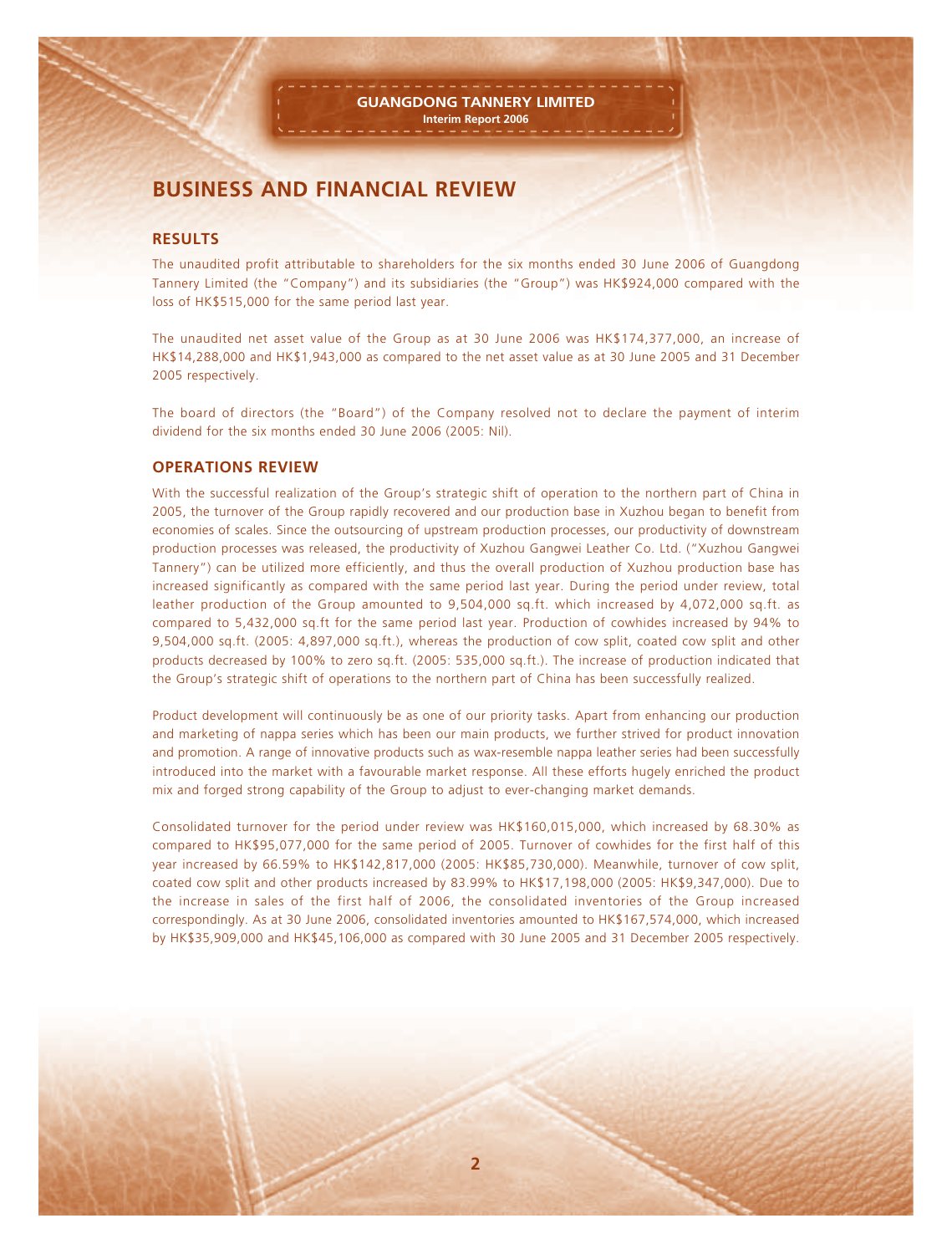# BUSINESS AND FINANCIAL REVIEW

## RESULTS

The unaudited profit attributable to shareholders for the six months ended 30 June 2006 of Guangdong Tannery Limited (the "Company") and its subsidiaries (the "Group") was HK$924,000 compared with the loss of HK$515,000 for the same period last year.

The unaudited net asset value of the Group as at 30 June 2006 was HK$174,377,000, an increase of HK$14,288,000 and HK$1,943,000 as compared to the net asset value as at 30 June 2005 and 31 December 2005 respectively.

The board of directors (the "Board") of the Company resolved not to declare the payment of interim dividend for the six months ended 30 June 2006 (2005: Nil).

## OPERATIONS REVIEW

With the successful realization of the Group's strategic shift of operation to the northern part of China in 2005, the turnover of the Group rapidly recovered and our production base in Xuzhou began to benefit from economies of scales. Since the outsourcing of upstream production processes, our productivity of downstream production processes was released, the productivity of Xuzhou Gangwei Leather Co. Ltd. ("Xuzhou Gangwei Tannery") can be utilized more efficiently, and thus the overall production of Xuzhou production base has increased significantly as compared with the same period last year. During the period under review, total leather production of the Group amounted to 9,504,000 sq.ft. which increased by 4,072,000 sq.ft. as compared to 5,432,000 sq.ft for the same period last year. Production of cowhides increased by 94% to 9,504,000 sq.ft. (2005: 4,897,000 sq.ft.), whereas the production of cow split, coated cow split and other products decreased by 100% to zero sq.ft. (2005: 535,000 sq.ft.). The increase of production indicated that the Group's strategic shift of operations to the northern part of China has been successfully realized.

Product development will continuously be as one of our priority tasks. Apart from enhancing our production and marketing of nappa series which has been our main products, we further strived for product innovation and promotion. A range of innovative products such as wax-resemble nappa leather series had been successfully introduced into the market with a favourable market response. All these efforts hugely enriched the product mix and forged strong capability of the Group to adjust to ever-changing market demands.

Consolidated turnover for the period under review was HK$160,015,000, which increased by 68.30% as compared to HK$95,077,000 for the same period of 2005. Turnover of cowhides for the first half of this year increased by 66.59% to HK$142,817,000 (2005: HK$85,730,000). Meanwhile, turnover of cow split, coated cow split and other products increased by 83.99% to HK$17,198,000 (2005: HK$9,347,000). Due to the increase in sales of the first half of 2006, the consolidated inventories of the Group increased correspondingly. As at 30 June 2006, consolidated inventories amounted to HK$167,574,000, which increased by HK$35,909,000 and HK$45,106,000 as compared with 30 June 2005 and 31 December 2005 respectively.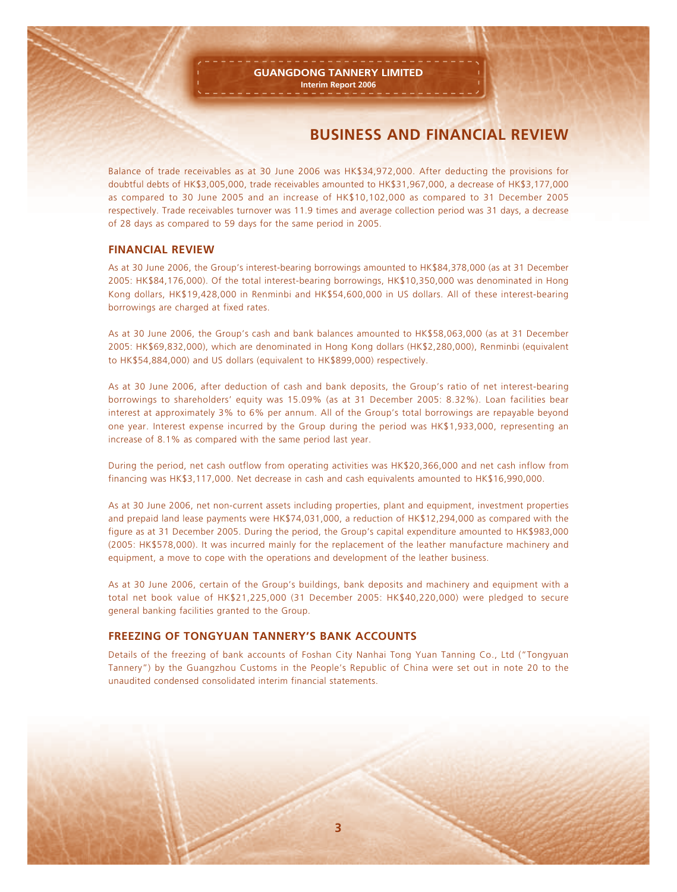## BUSINESS AND FINANCIAL REVIEW

Balance of trade receivables as at 30 June 2006 was HK$34,972,000. After deducting the provisions for doubtful debts of HK$3,005,000, trade receivables amounted to HK$31,967,000, a decrease of HK$3,177,000 as compared to 30 June 2005 and an increase of HK$10,102,000 as compared to 31 December 2005 respectively. Trade receivables turnover was 11.9 times and average collection period was 31 days, a decrease of 28 days as compared to 59 days for the same period in 2005.

### FINANCIAL REVIEW

As at 30 June 2006, the Group's interest-bearing borrowings amounted to HK$84,378,000 (as at 31 December 2005: HK$84,176,000). Of the total interest-bearing borrowings, HK$10,350,000 was denominated in Hong Kong dollars, HK$19,428,000 in Renminbi and HK$54,600,000 in US dollars. All of these interest-bearing borrowings are charged at fixed rates.

As at 30 June 2006, the Group's cash and bank balances amounted to HK$58,063,000 (as at 31 December 2005: HK$69,832,000), which are denominated in Hong Kong dollars (HK$2,280,000), Renminbi (equivalent to HK$54,884,000) and US dollars (equivalent to HK$899,000) respectively.

As at 30 June 2006, after deduction of cash and bank deposits, the Group's ratio of net interest-bearing borrowings to shareholders' equity was 15.09% (as at 31 December 2005: 8.32%). Loan facilities bear interest at approximately 3% to 6% per annum. All of the Group's total borrowings are repayable beyond one year. Interest expense incurred by the Group during the period was HK$1,933,000, representing an increase of 8.1% as compared with the same period last year.

During the period, net cash outflow from operating activities was HK$20,366,000 and net cash inflow from financing was HK$3,117,000. Net decrease in cash and cash equivalents amounted to HK$16,990,000.

As at 30 June 2006, net non-current assets including properties, plant and equipment, investment properties and prepaid land lease payments were HK$74,031,000, a reduction of HK$12,294,000 as compared with the figure as at 31 December 2005. During the period, the Group's capital expenditure amounted to HK$983,000 (2005: HK$578,000). It was incurred mainly for the replacement of the leather manufacture machinery and equipment, a move to cope with the operations and development of the leather business.

As at 30 June 2006, certain of the Group's buildings, bank deposits and machinery and equipment with a total net book value of HK$21,225,000 (31 December 2005: HK$40,220,000) were pledged to secure general banking facilities granted to the Group.

### FREEZING OF TONGYUAN TANNERY'S BANK ACCOUNTS

Details of the freezing of bank accounts of Foshan City Nanhai Tong Yuan Tanning Co., Ltd ("Tongyuan Tannery") by the Guangzhou Customs in the People's Republic of China were set out in note 20 to the unaudited condensed consolidated interim financial statements.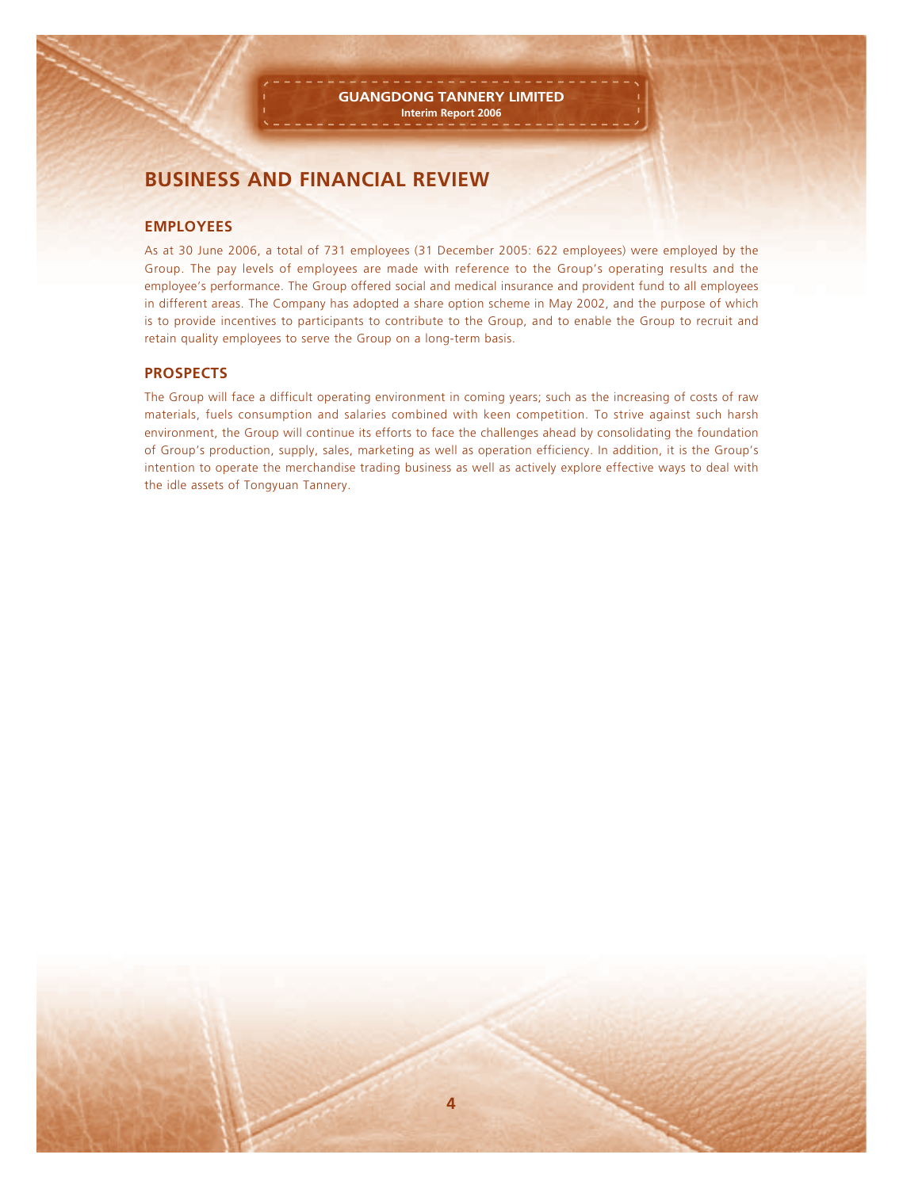# BUSINESS AND FINANCIAL REVIEW

## EMPLOYEES

As at 30 June 2006, a total of 731 employees (31 December 2005: 622 employees) were employed by the Group. The pay levels of employees are made with reference to the Group's operating results and the employee's performance. The Group offered social and medical insurance and provident fund to all employees in different areas. The Company has adopted a share option scheme in May 2002, and the purpose of which is to provide incentives to participants to contribute to the Group, and to enable the Group to recruit and retain quality employees to serve the Group on a long-term basis.

## PROSPECTS

The Group will face a difficult operating environment in coming years; such as the increasing of costs of raw materials, fuels consumption and salaries combined with keen competition. To strive against such harsh environment, the Group will continue its efforts to face the challenges ahead by consolidating the foundation of Group's production, supply, sales, marketing as well as operation efficiency. In addition, it is the Group's intention to operate the merchandise trading business as well as actively explore effective ways to deal with the idle assets of Tongyuan Tannery.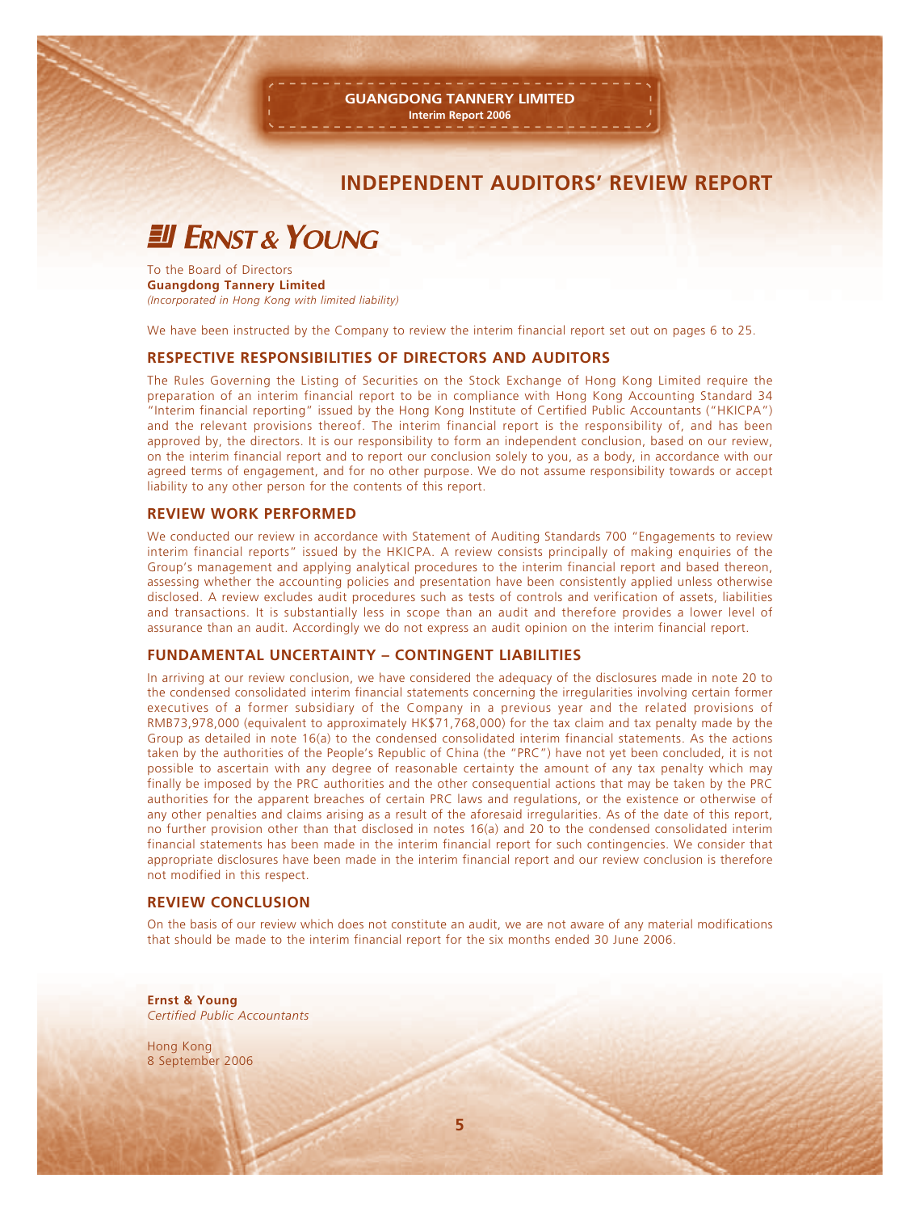# INDEPENDENT AUDITORS' REVIEW REPORT

**ERNST & YOUNG**

To the Board of Directors
**Guangdong Tannery Limited**
*(Incorporated in Hong Kong with limited liability)*

We have been instructed by the Company to review the interim financial report set out on pages 6 to 25.

## RESPECTIVE RESPONSIBILITIES OF DIRECTORS AND AUDITORS

The Rules Governing the Listing of Securities on the Stock Exchange of Hong Kong Limited require the preparation of an interim financial report to be in compliance with Hong Kong Accounting Standard 34 "Interim financial reporting" issued by the Hong Kong Institute of Certified Public Accountants ("HKICPA") and the relevant provisions thereof. The interim financial report is the responsibility of, and has been approved by, the directors. It is our responsibility to form an independent conclusion, based on our review, on the interim financial report and to report our conclusion solely to you, as a body, in accordance with our agreed terms of engagement, and for no other purpose. We do not assume responsibility towards or accept liability to any other person for the contents of this report.

## REVIEW WORK PERFORMED

We conducted our review in accordance with Statement of Auditing Standards 700 "Engagements to review interim financial reports" issued by the HKICPA. A review consists principally of making enquiries of the Group's management and applying analytical procedures to the interim financial report and based thereon, assessing whether the accounting policies and presentation have been consistently applied unless otherwise disclosed. A review excludes audit procedures such as tests of controls and verification of assets, liabilities and transactions. It is substantially less in scope than an audit and therefore provides a lower level of assurance than an audit. Accordingly we do not express an audit opinion on the interim financial report.

## FUNDAMENTAL UNCERTAINTY – CONTINGENT LIABILITIES

In arriving at our review conclusion, we have considered the adequacy of the disclosures made in note 20 to the condensed consolidated interim financial statements concerning the irregularities involving certain former executives of a former subsidiary of the Company in a previous year and the related provisions of RMB73,978,000 (equivalent to approximately HK$71,768,000) for the tax claim and tax penalty made by the Group as detailed in note 16(a) to the condensed consolidated interim financial statements. As the actions taken by the authorities of the People's Republic of China (the "PRC") have not yet been concluded, it is not possible to ascertain with any degree of reasonable certainty the amount of any tax penalty which may finally be imposed by the PRC authorities and the other consequential actions that may be taken by the PRC authorities for the apparent breaches of certain PRC laws and regulations, or the existence or otherwise of any other penalties and claims arising as a result of the aforesaid irregularities. As of the date of this report, no further provision other than that disclosed in notes 16(a) and 20 to the condensed consolidated interim financial statements has been made in the interim financial report for such contingencies. We consider that appropriate disclosures have been made in the interim financial report and our review conclusion is therefore not modified in this respect.

## REVIEW CONCLUSION

On the basis of our review which does not constitute an audit, we are not aware of any material modifications that should be made to the interim financial report for the six months ended 30 June 2006.

**Ernst & Young**
*Certified Public Accountants*

Hong Kong
8 September 2006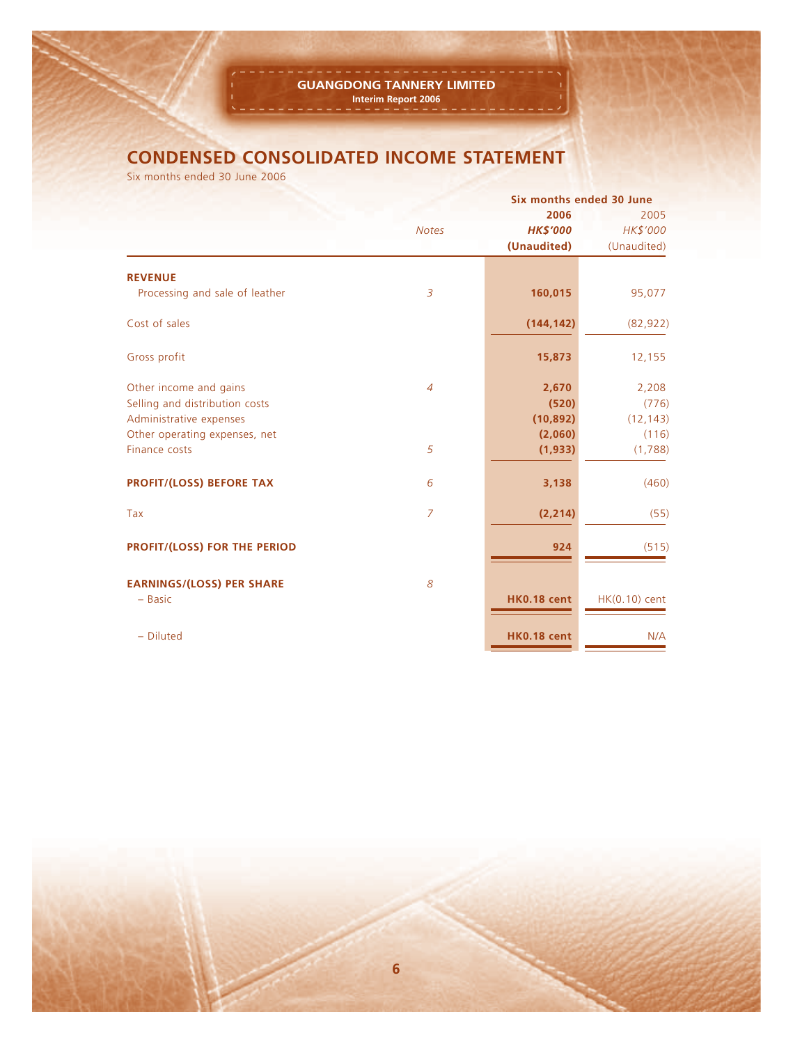# CONDENSED CONSOLIDATED INCOME STATEMENT

Six months ended 30 June 2006

| | Notes | Six months ended 30 June 2006 HK$'000 (Unaudited) | 2005 HK$'000 (Unaudited) |
|---|---|---|---|
| **REVENUE** | | | |
| Processing and sale of leather | 3 | **160,015** | 95,077 |
| Cost of sales | | **(144,142)** | (82,922) |
| Gross profit | | **15,873** | 12,155 |
| Other income and gains | 4 | **2,670** | 2,208 |
| Selling and distribution costs | | **(520)** | (776) |
| Administrative expenses | | **(10,892)** | (12,143) |
| Other operating expenses, net | | **(2,060)** | (116) |
| Finance costs | 5 | **(1,933)** | (1,788) |
| **PROFIT/(LOSS) BEFORE TAX** | 6 | **3,138** | (460) |
| Tax | 7 | **(2,214)** | (55) |
| **PROFIT/(LOSS) FOR THE PERIOD** | | **924** | (515) |
| **EARNINGS/(LOSS) PER SHARE** | 8 | | |
| – Basic | | **HK0.18 cent** | HK(0.10) cent |
| – Diluted | | **HK0.18 cent** | N/A |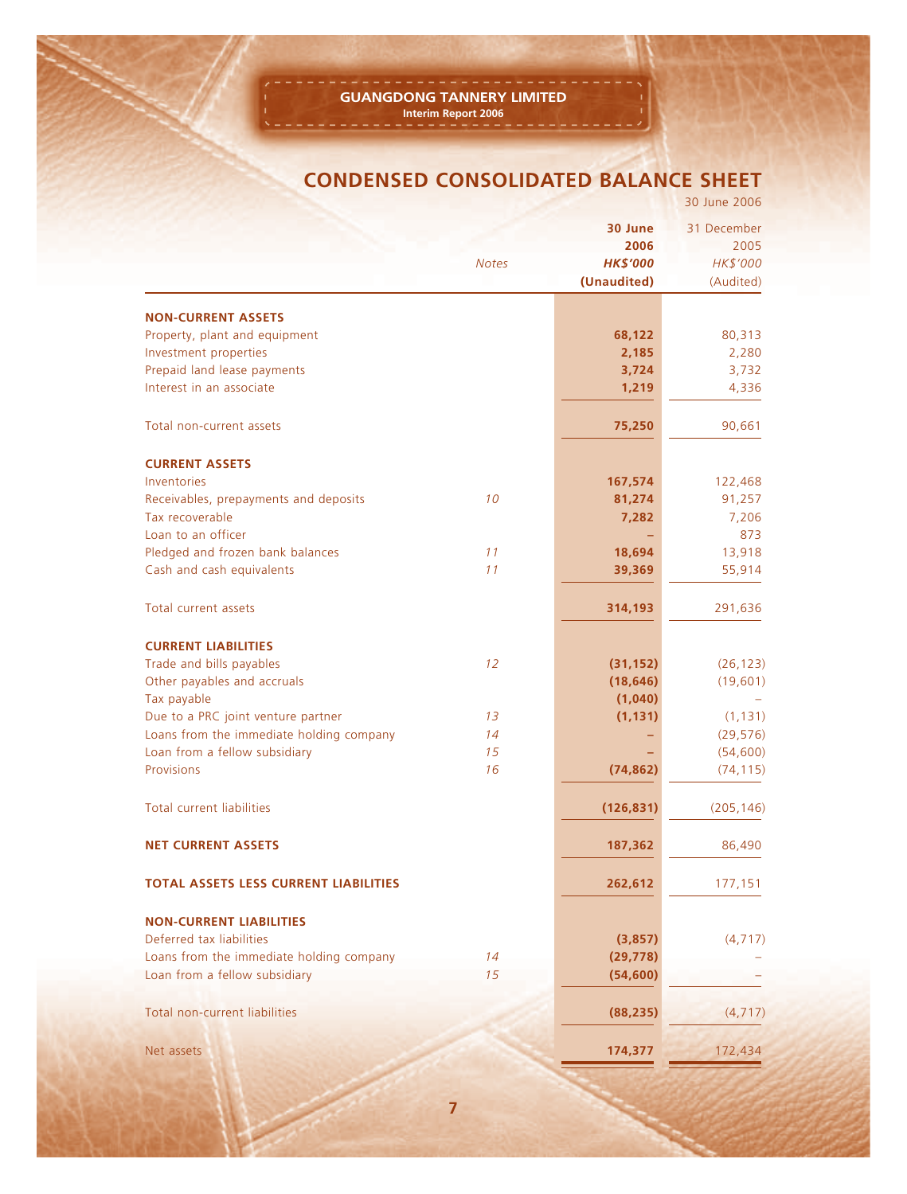# CONDENSED CONSOLIDATED BALANCE SHEET

30 June 2006

| | Notes | 30 June 2006 HK$'000 (Unaudited) | 31 December 2005 HK$'000 (Audited) |
|---|---|---|---|
| **NON-CURRENT ASSETS** | | | |
| Property, plant and equipment | | **68,122** | 80,313 |
| Investment properties | | **2,185** | 2,280 |
| Prepaid land lease payments | | **3,724** | 3,732 |
| Interest in an associate | | **1,219** | 4,336 |
| Total non-current assets | | **75,250** | 90,661 |
| **CURRENT ASSETS** | | | |
| Inventories | | **167,574** | 122,468 |
| Receivables, prepayments and deposits | 10 | **81,274** | 91,257 |
| Tax recoverable | | **7,282** | 7,206 |
| Loan to an officer | | **–** | 873 |
| Pledged and frozen bank balances | 11 | **18,694** | 13,918 |
| Cash and cash equivalents | 11 | **39,369** | 55,914 |
| Total current assets | | **314,193** | 291,636 |
| **CURRENT LIABILITIES** | | | |
| Trade and bills payables | 12 | **(31,152)** | (26,123) |
| Other payables and accruals | | **(18,646)** | (19,601) |
| Tax payable | | **(1,040)** | – |
| Due to a PRC joint venture partner | 13 | **(1,131)** | (1,131) |
| Loans from the immediate holding company | 14 | **–** | (29,576) |
| Loan from a fellow subsidiary | 15 | **–** | (54,600) |
| Provisions | 16 | **(74,862)** | (74,115) |
| Total current liabilities | | **(126,831)** | (205,146) |
| **NET CURRENT ASSETS** | | **187,362** | 86,490 |
| **TOTAL ASSETS LESS CURRENT LIABILITIES** | | **262,612** | 177,151 |
| **NON-CURRENT LIABILITIES** | | | |
| Deferred tax liabilities | | **(3,857)** | (4,717) |
| Loans from the immediate holding company | 14 | **(29,778)** | – |
| Loan from a fellow subsidiary | 15 | **(54,600)** | – |
| Total non-current liabilities | | **(88,235)** | (4,717) |
| Net assets | | **174,377** | 172,434 |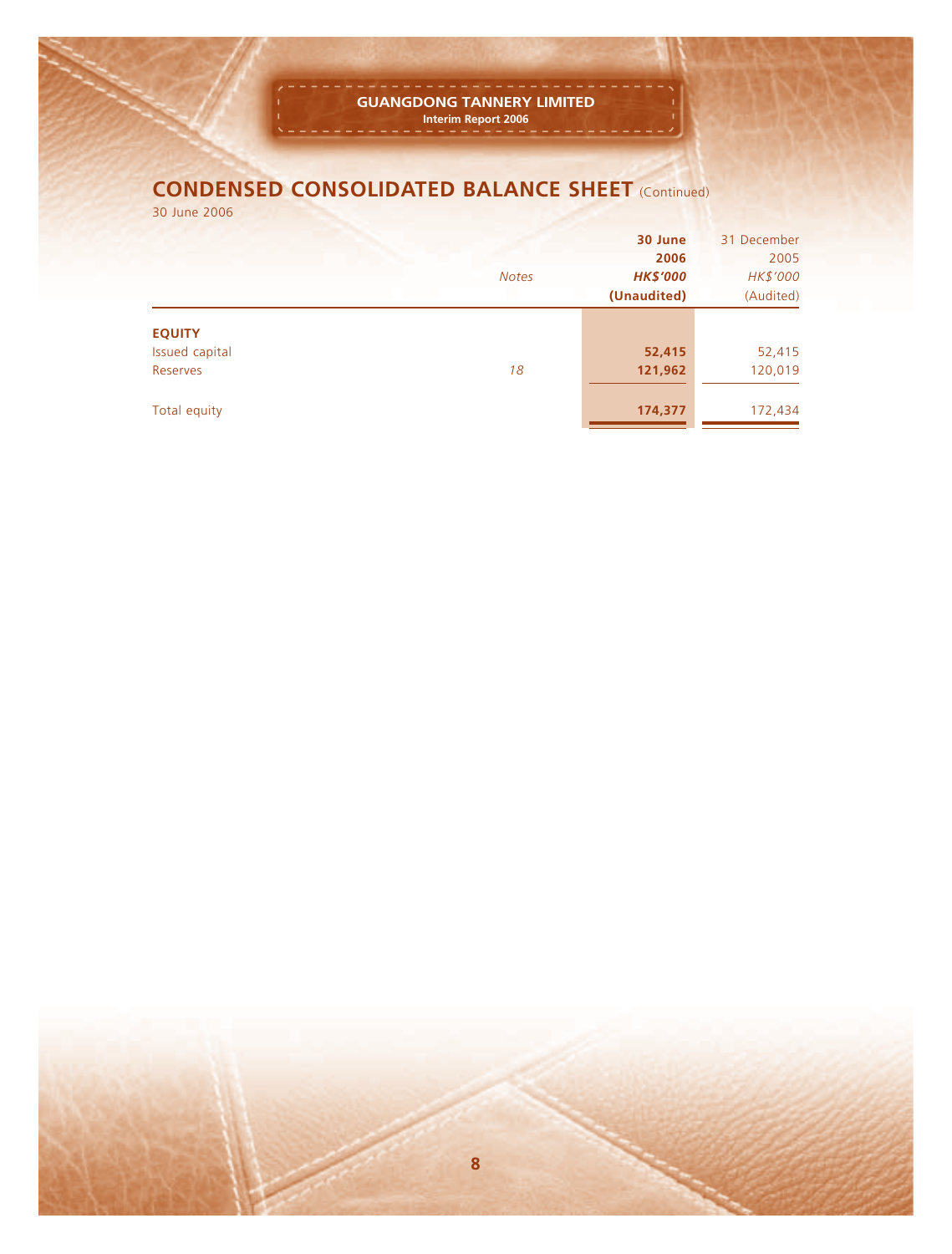## CONDENSED CONSOLIDATED BALANCE SHEET (Continued)

30 June 2006

| | Notes | 30 June 2006 HK$'000 (Unaudited) | 31 December 2005 HK$'000 (Audited) |
|---|---|---|---|
| **EQUITY** | | | |
| Issued capital | | **52,415** | 52,415 |
| Reserves | 18 | **121,962** | 120,019 |
| Total equity | | **174,377** | 172,434 |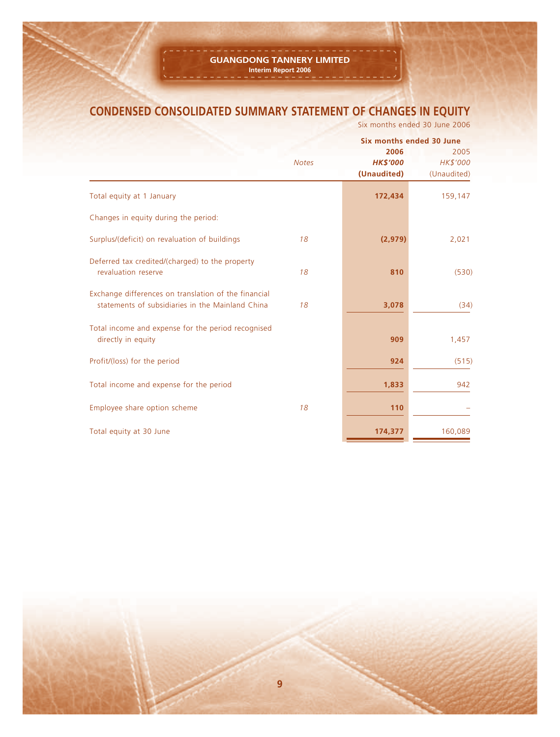# CONDENSED CONSOLIDATED SUMMARY STATEMENT OF CHANGES IN EQUITY

Six months ended 30 June 2006

| | Notes | Six months ended 30 June 2006 HK$'000 (Unaudited) | 2005 HK$'000 (Unaudited) |
|---|---|---|---|
| Total equity at 1 January | | **172,434** | 159,147 |
| Changes in equity during the period: | | | |
| Surplus/(deficit) on revaluation of buildings | 18 | **(2,979)** | 2,021 |
| Deferred tax credited/(charged) to the property revaluation reserve | 18 | **810** | (530) |
| Exchange differences on translation of the financial statements of subsidiaries in the Mainland China | 18 | **3,078** | (34) |
| Total income and expense for the period recognised directly in equity | | **909** | 1,457 |
| Profit/(loss) for the period | | **924** | (515) |
| Total income and expense for the period | | **1,833** | 942 |
| Employee share option scheme | 18 | **110** | – |
| Total equity at 30 June | | **174,377** | 160,089 |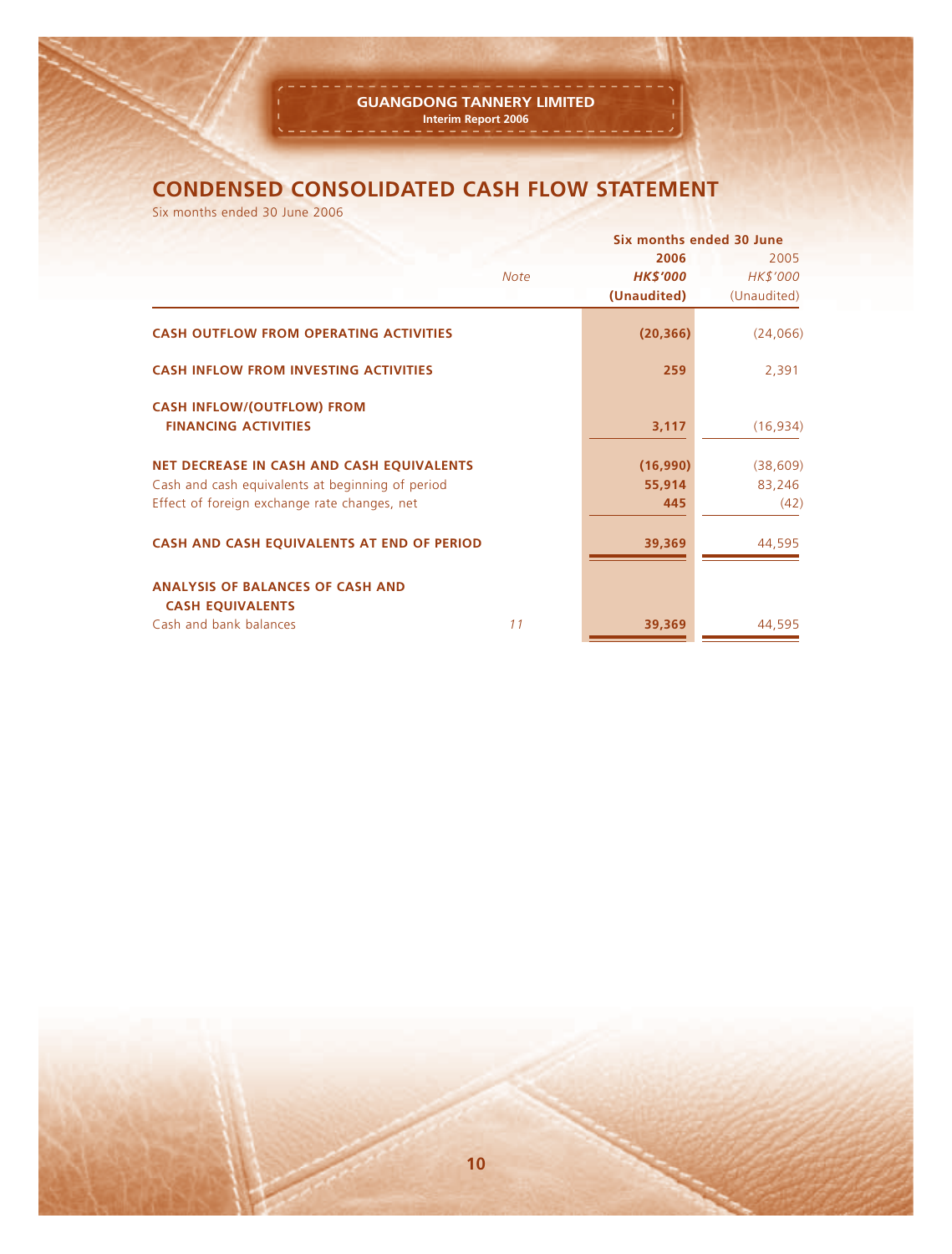# CONDENSED CONSOLIDATED CASH FLOW STATEMENT

Six months ended 30 June 2006

| | Note | Six months ended 30 June 2006 HK$'000 (Unaudited) | 2005 HK$'000 (Unaudited) |
|---|---|---|---|
| **CASH OUTFLOW FROM OPERATING ACTIVITIES** | | **(20,366)** | (24,066) |
| **CASH INFLOW FROM INVESTING ACTIVITIES** | | **259** | 2,391 |
| **CASH INFLOW/(OUTFLOW) FROM FINANCING ACTIVITIES** | | **3,117** | (16,934) |
| **NET DECREASE IN CASH AND CASH EQUIVALENTS** | | **(16,990)** | (38,609) |
| Cash and cash equivalents at beginning of period | | **55,914** | 83,246 |
| Effect of foreign exchange rate changes, net | | **445** | (42) |
| **CASH AND CASH EQUIVALENTS AT END OF PERIOD** | | **39,369** | 44,595 |
| **ANALYSIS OF BALANCES OF CASH AND CASH EQUIVALENTS** | | | |
| Cash and bank balances | 11 | **39,369** | 44,595 |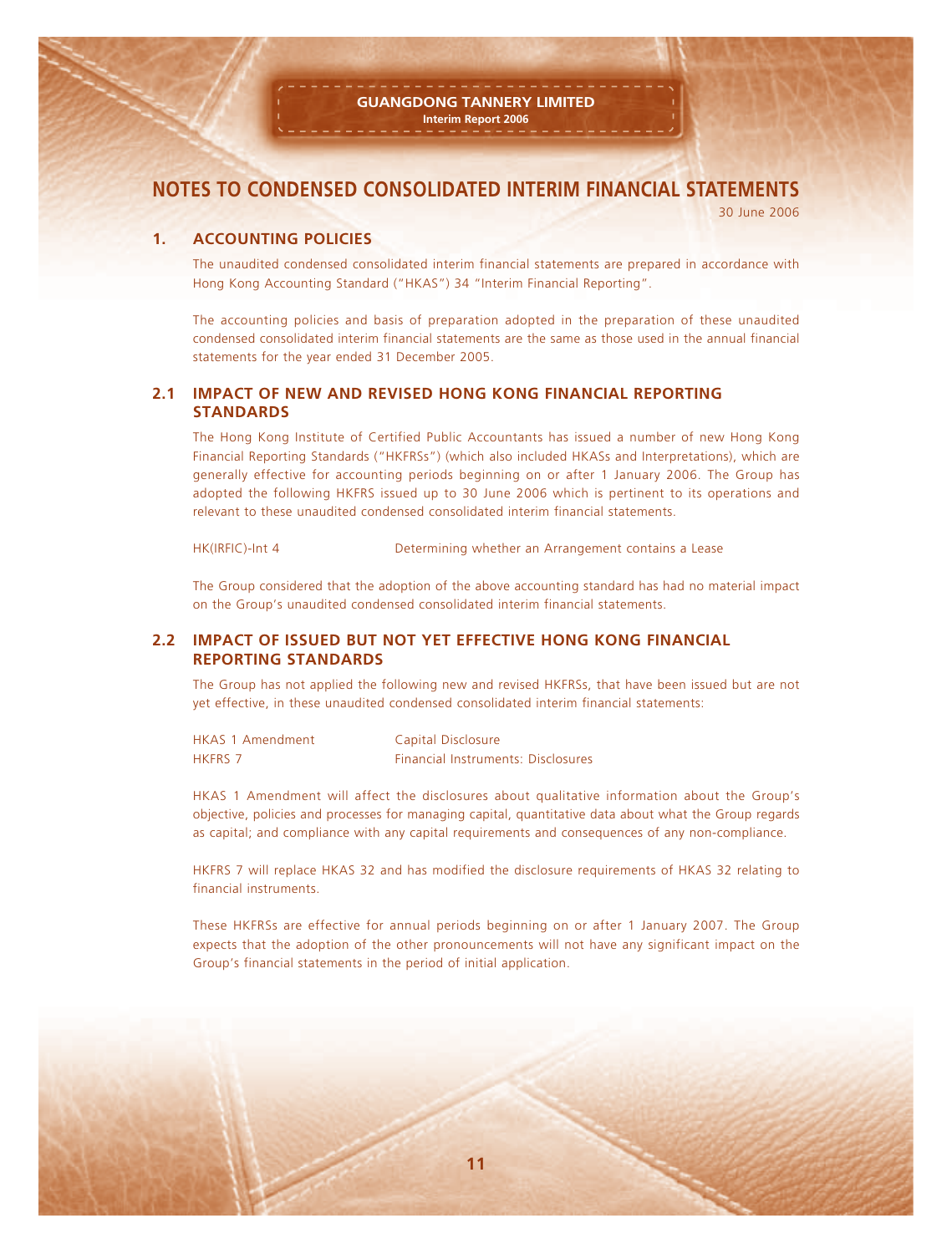# NOTES TO CONDENSED CONSOLIDATED INTERIM FINANCIAL STATEMENTS

30 June 2006

## 1. ACCOUNTING POLICIES

The unaudited condensed consolidated interim financial statements are prepared in accordance with Hong Kong Accounting Standard ("HKAS") 34 "Interim Financial Reporting".

The accounting policies and basis of preparation adopted in the preparation of these unaudited condensed consolidated interim financial statements are the same as those used in the annual financial statements for the year ended 31 December 2005.

## 2.1 IMPACT OF NEW AND REVISED HONG KONG FINANCIAL REPORTING STANDARDS

The Hong Kong Institute of Certified Public Accountants has issued a number of new Hong Kong Financial Reporting Standards ("HKFRSs") (which also included HKASs and Interpretations), which are generally effective for accounting periods beginning on or after 1 January 2006. The Group has adopted the following HKFRS issued up to 30 June 2006 which is pertinent to its operations and relevant to these unaudited condensed consolidated interim financial statements.

| | |
|---|---|
| HK(IRFIC)-Int 4 | Determining whether an Arrangement contains a Lease |

The Group considered that the adoption of the above accounting standard has had no material impact on the Group's unaudited condensed consolidated interim financial statements.

## 2.2 IMPACT OF ISSUED BUT NOT YET EFFECTIVE HONG KONG FINANCIAL REPORTING STANDARDS

The Group has not applied the following new and revised HKFRSs, that have been issued but are not yet effective, in these unaudited condensed consolidated interim financial statements:

| | |
|---|---|
| HKAS 1 Amendment | Capital Disclosure |
| HKFRS 7 | Financial Instruments: Disclosures |

HKAS 1 Amendment will affect the disclosures about qualitative information about the Group's objective, policies and processes for managing capital, quantitative data about what the Group regards as capital; and compliance with any capital requirements and consequences of any non-compliance.

HKFRS 7 will replace HKAS 32 and has modified the disclosure requirements of HKAS 32 relating to financial instruments.

These HKFRSs are effective for annual periods beginning on or after 1 January 2007. The Group expects that the adoption of the other pronouncements will not have any significant impact on the Group's financial statements in the period of initial application.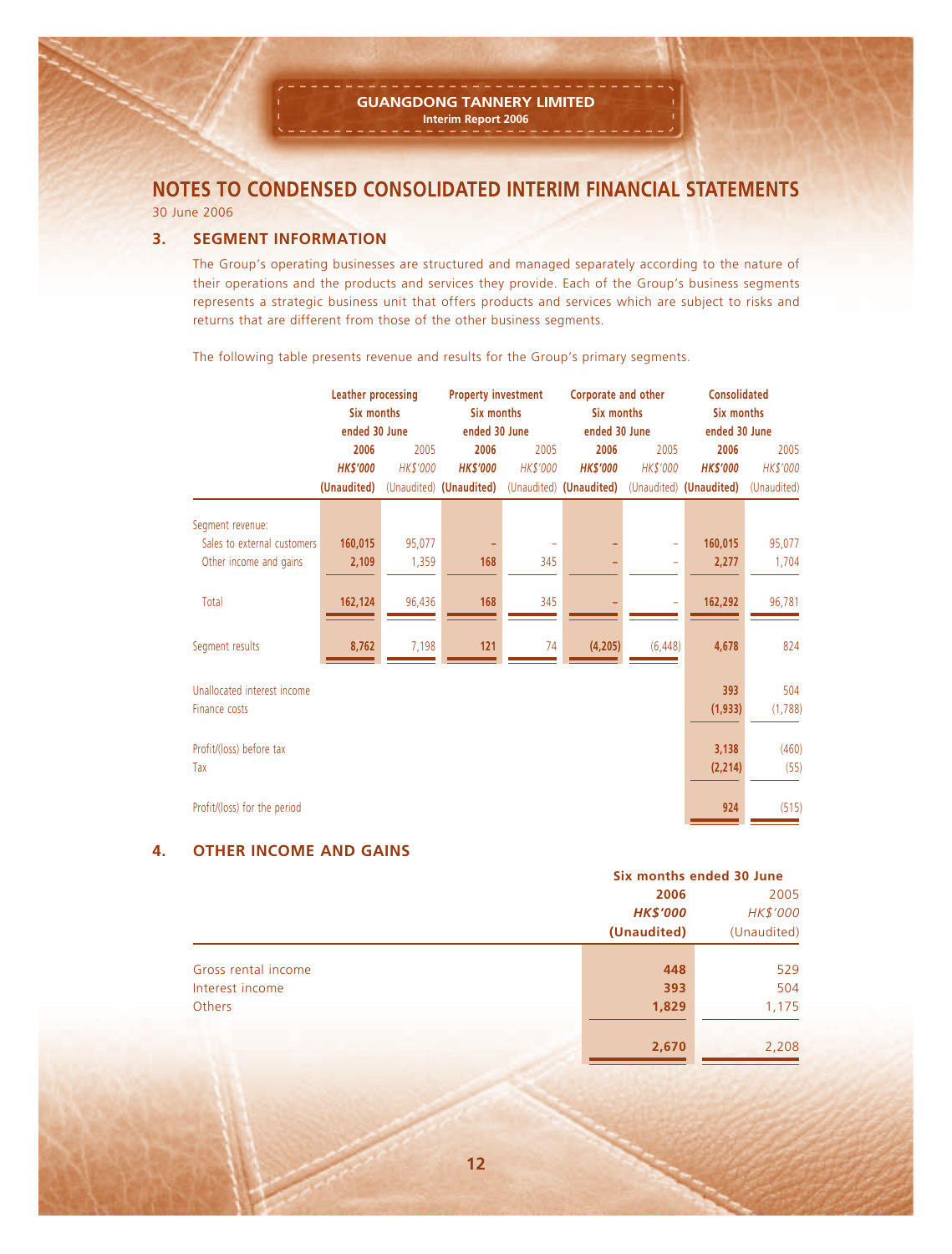# NOTES TO CONDENSED CONSOLIDATED INTERIM FINANCIAL STATEMENTS

30 June 2006

## 3. SEGMENT INFORMATION

The Group's operating businesses are structured and managed separately according to the nature of their operations and the products and services they provide. Each of the Group's business segments represents a strategic business unit that offers products and services which are subject to risks and returns that are different from those of the other business segments.

The following table presents revenue and results for the Group's primary segments.

| | Leather processing | | Property investment | | Corporate and other | | Consolidated | |
|---|---|---|---|---|---|---|---|---|
| | Six months ended 30 June | | Six months ended 30 June | | Six months ended 30 June | | Six months ended 30 June | |
| | **2006** | 2005 | **2006** | 2005 | **2006** | 2005 | **2006** | 2005 |
| | ***HK$'000*** | *HK$'000* | ***HK$'000*** | *HK$'000* | ***HK$'000*** | *HK$'000* | ***HK$'000*** | *HK$'000* |
| | **(Unaudited)** | (Unaudited) | **(Unaudited)** | (Unaudited) | **(Unaudited)** | (Unaudited) | **(Unaudited)** | (Unaudited) |
| Segment revenue: | | | | | | | | |
| Sales to external customers | **160,015** | 95,077 | **–** | – | **–** | – | **160,015** | 95,077 |
| Other income and gains | **2,109** | 1,359 | **168** | 345 | **–** | – | **2,277** | 1,704 |
| Total | **162,124** | 96,436 | **168** | 345 | **–** | – | **162,292** | 96,781 |
| Segment results | **8,762** | 7,198 | **121** | 74 | **(4,205)** | (6,448) | **4,678** | 824 |
| Unallocated interest income | | | | | | | **393** | 504 |
| Finance costs | | | | | | | **(1,933)** | (1,788) |
| Profit/(loss) before tax | | | | | | | **3,138** | (460) |
| Tax | | | | | | | **(2,214)** | (55) |
| Profit/(loss) for the period | | | | | | | **924** | (515) |

## 4. OTHER INCOME AND GAINS

| | Six months ended 30 June | |
|---|---|---|
| | **2006** | 2005 |
| | ***HK$'000*** | *HK$'000* |
| | **(Unaudited)** | (Unaudited) |
| Gross rental income | **448** | 529 |
| Interest income | **393** | 504 |
| Others | **1,829** | 1,175 |
| | **2,670** | 2,208 |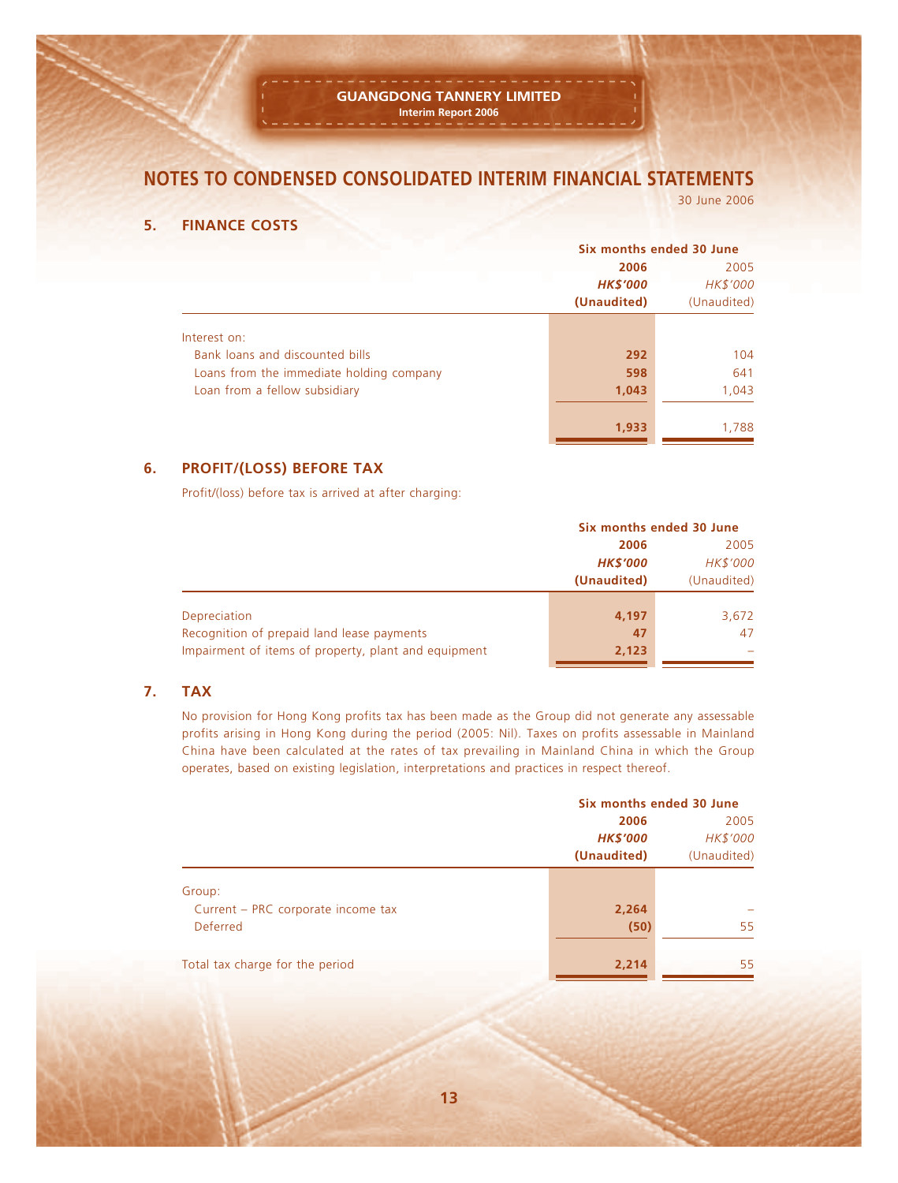# NOTES TO CONDENSED CONSOLIDATED INTERIM FINANCIAL STATEMENTS

30 June 2006

## 5. FINANCE COSTS

| | Six months ended 30 June | |
|---|---|---|
| | **2006** | 2005 |
| | ***HK$'000*** | *HK$'000* |
| | **(Unaudited)** | (Unaudited) |
| Interest on: | | |
| Bank loans and discounted bills | **292** | 104 |
| Loans from the immediate holding company | **598** | 641 |
| Loan from a fellow subsidiary | **1,043** | 1,043 |
| | **1,933** | 1,788 |

## 6. PROFIT/(LOSS) BEFORE TAX

Profit/(loss) before tax is arrived at after charging:

| | Six months ended 30 June | |
|---|---|---|
| | **2006** | 2005 |
| | ***HK$'000*** | *HK$'000* |
| | **(Unaudited)** | (Unaudited) |
| Depreciation | **4,197** | 3,672 |
| Recognition of prepaid land lease payments | **47** | 47 |
| Impairment of items of property, plant and equipment | **2,123** | – |

## 7. TAX

No provision for Hong Kong profits tax has been made as the Group did not generate any assessable profits arising in Hong Kong during the period (2005: Nil). Taxes on profits assessable in Mainland China have been calculated at the rates of tax prevailing in Mainland China in which the Group operates, based on existing legislation, interpretations and practices in respect thereof.

| | Six months ended 30 June | |
|---|---|---|
| | **2006** | 2005 |
| | ***HK$'000*** | *HK$'000* |
| | **(Unaudited)** | (Unaudited) |
| Group: | | |
| Current – PRC corporate income tax | **2,264** | – |
| Deferred | **(50)** | 55 |
| Total tax charge for the period | **2,214** | 55 |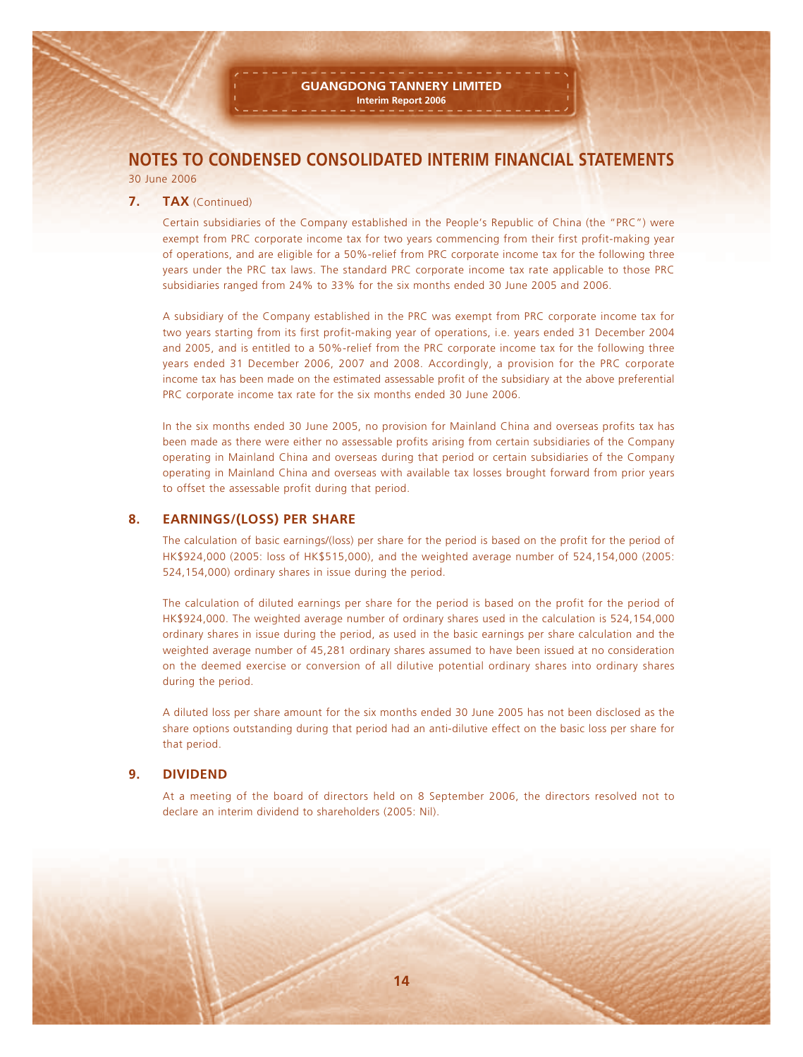# NOTES TO CONDENSED CONSOLIDATED INTERIM FINANCIAL STATEMENTS

30 June 2006

## 7. TAX (Continued)

Certain subsidiaries of the Company established in the People's Republic of China (the "PRC") were exempt from PRC corporate income tax for two years commencing from their first profit-making year of operations, and are eligible for a 50%-relief from PRC corporate income tax for the following three years under the PRC tax laws. The standard PRC corporate income tax rate applicable to those PRC subsidiaries ranged from 24% to 33% for the six months ended 30 June 2005 and 2006.

A subsidiary of the Company established in the PRC was exempt from PRC corporate income tax for two years starting from its first profit-making year of operations, i.e. years ended 31 December 2004 and 2005, and is entitled to a 50%-relief from the PRC corporate income tax for the following three years ended 31 December 2006, 2007 and 2008. Accordingly, a provision for the PRC corporate income tax has been made on the estimated assessable profit of the subsidiary at the above preferential PRC corporate income tax rate for the six months ended 30 June 2006.

In the six months ended 30 June 2005, no provision for Mainland China and overseas profits tax has been made as there were either no assessable profits arising from certain subsidiaries of the Company operating in Mainland China and overseas during that period or certain subsidiaries of the Company operating in Mainland China and overseas with available tax losses brought forward from prior years to offset the assessable profit during that period.

## 8. EARNINGS/(LOSS) PER SHARE

The calculation of basic earnings/(loss) per share for the period is based on the profit for the period of HK$924,000 (2005: loss of HK$515,000), and the weighted average number of 524,154,000 (2005: 524,154,000) ordinary shares in issue during the period.

The calculation of diluted earnings per share for the period is based on the profit for the period of HK$924,000. The weighted average number of ordinary shares used in the calculation is 524,154,000 ordinary shares in issue during the period, as used in the basic earnings per share calculation and the weighted average number of 45,281 ordinary shares assumed to have been issued at no consideration on the deemed exercise or conversion of all dilutive potential ordinary shares into ordinary shares during the period.

A diluted loss per share amount for the six months ended 30 June 2005 has not been disclosed as the share options outstanding during that period had an anti-dilutive effect on the basic loss per share for that period.

## 9. DIVIDEND

At a meeting of the board of directors held on 8 September 2006, the directors resolved not to declare an interim dividend to shareholders (2005: Nil).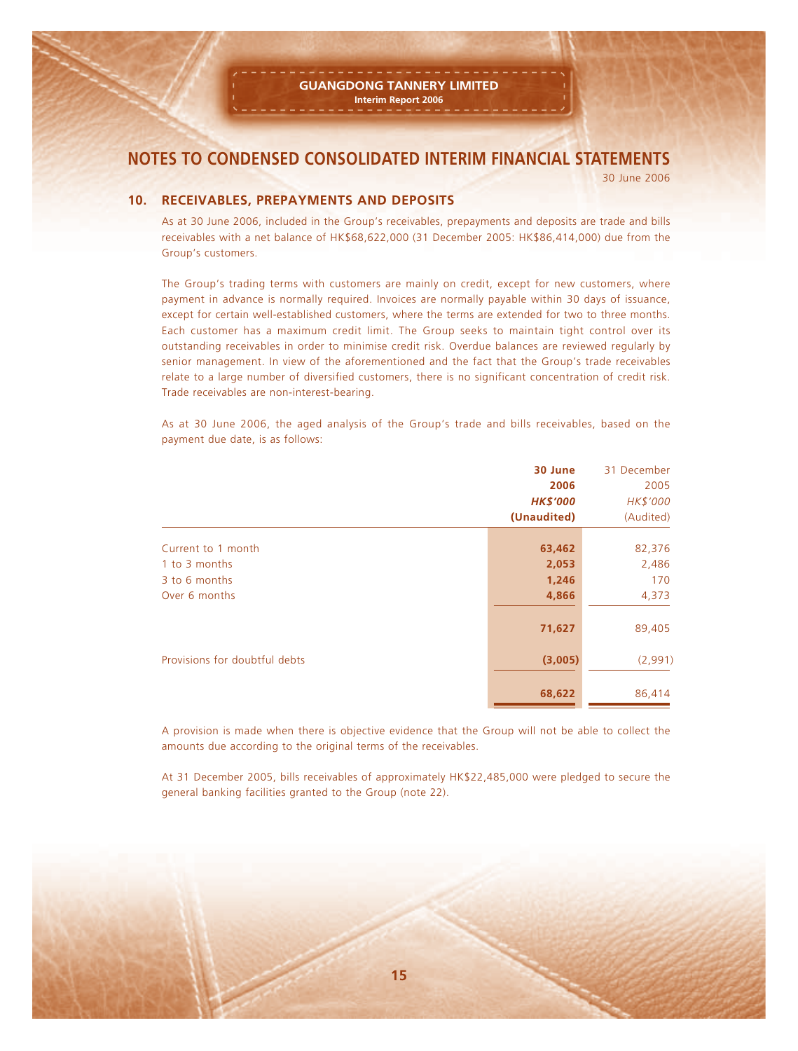# NOTES TO CONDENSED CONSOLIDATED INTERIM FINANCIAL STATEMENTS

30 June 2006

## 10. RECEIVABLES, PREPAYMENTS AND DEPOSITS

As at 30 June 2006, included in the Group's receivables, prepayments and deposits are trade and bills receivables with a net balance of HK$68,622,000 (31 December 2005: HK$86,414,000) due from the Group's customers.

The Group's trading terms with customers are mainly on credit, except for new customers, where payment in advance is normally required. Invoices are normally payable within 30 days of issuance, except for certain well-established customers, where the terms are extended for two to three months. Each customer has a maximum credit limit. The Group seeks to maintain tight control over its outstanding receivables in order to minimise credit risk. Overdue balances are reviewed regularly by senior management. In view of the aforementioned and the fact that the Group's trade receivables relate to a large number of diversified customers, there is no significant concentration of credit risk. Trade receivables are non-interest-bearing.

As at 30 June 2006, the aged analysis of the Group's trade and bills receivables, based on the payment due date, is as follows:

| | **30 June 2006** *HK$'000* **(Unaudited)** | 31 December 2005 *HK$'000* (Audited) |
|---|---|---|
| Current to 1 month | **63,462** | 82,376 |
| 1 to 3 months | **2,053** | 2,486 |
| 3 to 6 months | **1,246** | 170 |
| Over 6 months | **4,866** | 4,373 |
| | **71,627** | 89,405 |
| Provisions for doubtful debts | **(3,005)** | (2,991) |
| | **68,622** | 86,414 |

A provision is made when there is objective evidence that the Group will not be able to collect the amounts due according to the original terms of the receivables.

At 31 December 2005, bills receivables of approximately HK$22,485,000 were pledged to secure the general banking facilities granted to the Group (note 22).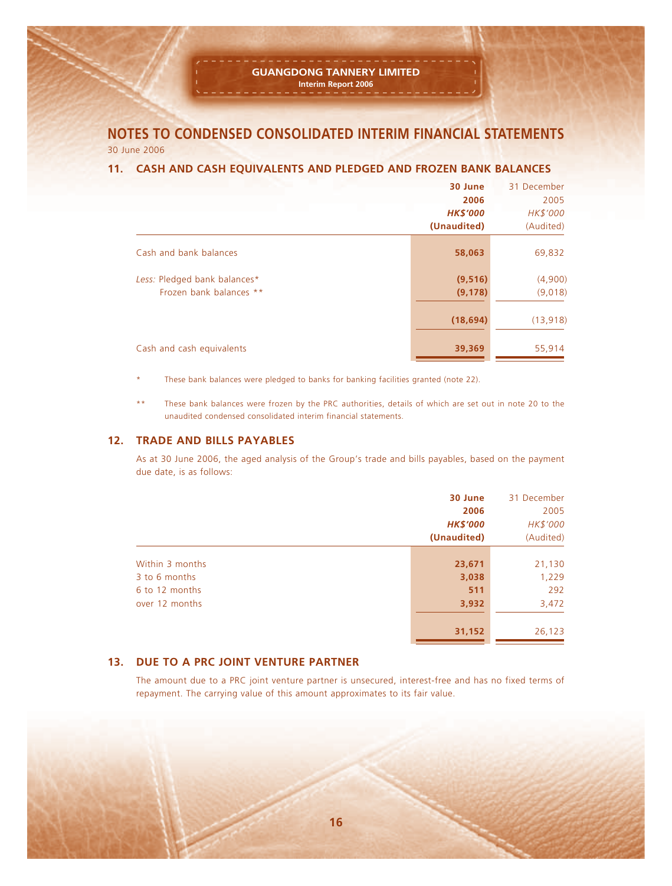# NOTES TO CONDENSED CONSOLIDATED INTERIM FINANCIAL STATEMENTS

30 June 2006

## 11. CASH AND CASH EQUIVALENTS AND PLEDGED AND FROZEN BANK BALANCES

| | **30 June 2006** | 31 December 2005 |
|---|---|---|
| | ***HK$'000*** | *HK$'000* |
| | **(Unaudited)** | (Audited) |
| Cash and bank balances | **58,063** | 69,832 |
| *Less:* Pledged bank balances* | **(9,516)** | (4,900) |
| Frozen bank balances ** | **(9,178)** | (9,018) |
| | **(18,694)** | (13,918) |
| Cash and cash equivalents | **39,369** | 55,914 |

\* These bank balances were pledged to banks for banking facilities granted (note 22).

** These bank balances were frozen by the PRC authorities, details of which are set out in note 20 to the unaudited condensed consolidated interim financial statements.

## 12. TRADE AND BILLS PAYABLES

As at 30 June 2006, the aged analysis of the Group's trade and bills payables, based on the payment due date, is as follows:

| | **30 June 2006** | 31 December 2005 |
|---|---|---|
| | ***HK$'000*** | *HK$'000* |
| | **(Unaudited)** | (Audited) |
| Within 3 months | **23,671** | 21,130 |
| 3 to 6 months | **3,038** | 1,229 |
| 6 to 12 months | **511** | 292 |
| over 12 months | **3,932** | 3,472 |
| | **31,152** | 26,123 |

## 13. DUE TO A PRC JOINT VENTURE PARTNER

The amount due to a PRC joint venture partner is unsecured, interest-free and has no fixed terms of repayment. The carrying value of this amount approximates to its fair value.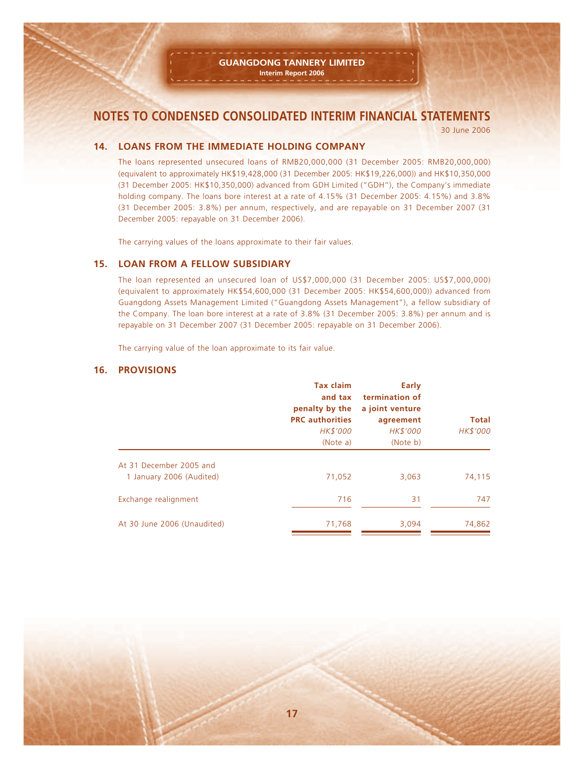# NOTES TO CONDENSED CONSOLIDATED INTERIM FINANCIAL STATEMENTS

30 June 2006

## 14. LOANS FROM THE IMMEDIATE HOLDING COMPANY

The loans represented unsecured loans of RMB20,000,000 (31 December 2005: RMB20,000,000) (equivalent to approximately HK$19,428,000 (31 December 2005: HK$19,226,000)) and HK$10,350,000 (31 December 2005: HK$10,350,000) advanced from GDH Limited ("GDH"), the Company's immediate holding company. The loans bore interest at a rate of 4.15% (31 December 2005: 4.15%) and 3.8% (31 December 2005: 3.8%) per annum, respectively, and are repayable on 31 December 2007 (31 December 2005: repayable on 31 December 2006).

The carrying values of the loans approximate to their fair values.

## 15. LOAN FROM A FELLOW SUBSIDIARY

The loan represented an unsecured loan of US$7,000,000 (31 December 2005: US$7,000,000) (equivalent to approximately HK$54,600,000 (31 December 2005: HK$54,600,000)) advanced from Guangdong Assets Management Limited ("Guangdong Assets Management"), a fellow subsidiary of the Company. The loan bore interest at a rate of 3.8% (31 December 2005: 3.8%) per annum and is repayable on 31 December 2007 (31 December 2005: repayable on 31 December 2006).

The carrying value of the loan approximate to its fair value.

## 16. PROVISIONS

| | Tax claim and tax penalty by the PRC authorities<br>*HK$'000*<br>(Note a) | Early termination of a joint venture agreement<br>*HK$'000*<br>(Note b) | Total<br>*HK$'000* |
|---|---|---|---|
| At 31 December 2005 and 1 January 2006 (Audited) | 71,052 | 3,063 | 74,115 |
| Exchange realignment | 716 | 31 | 747 |
| At 30 June 2006 (Unaudited) | 71,768 | 3,094 | 74,862 |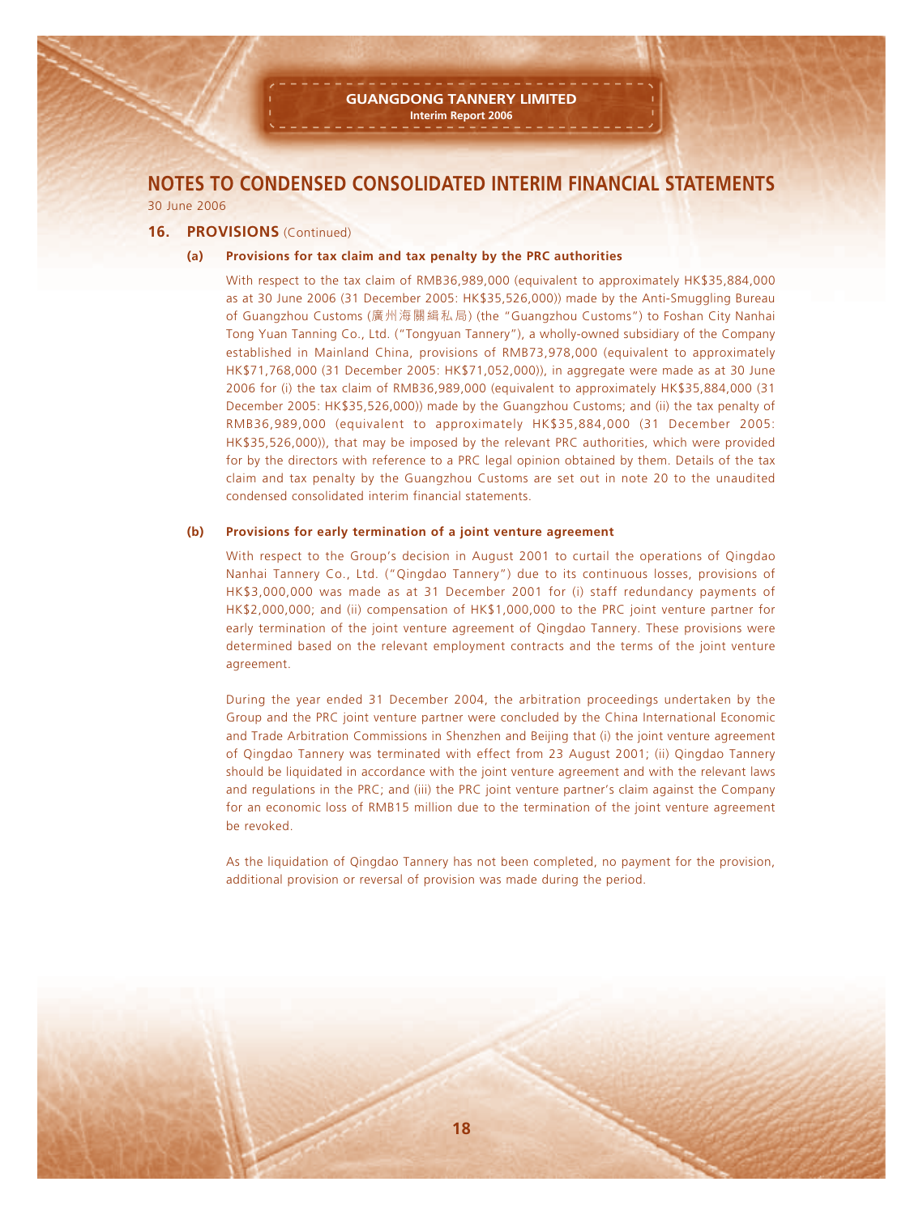# NOTES TO CONDENSED CONSOLIDATED INTERIM FINANCIAL STATEMENTS

30 June 2006

## 16. PROVISIONS (Continued)

### (a) Provisions for tax claim and tax penalty by the PRC authorities

With respect to the tax claim of RMB36,989,000 (equivalent to approximately HK$35,884,000 as at 30 June 2006 (31 December 2005: HK$35,526,000)) made by the Anti-Smuggling Bureau of Guangzhou Customs (廣州海關緝私局) (the "Guangzhou Customs") to Foshan City Nanhai Tong Yuan Tanning Co., Ltd. ("Tongyuan Tannery"), a wholly-owned subsidiary of the Company established in Mainland China, provisions of RMB73,978,000 (equivalent to approximately HK$71,768,000 (31 December 2005: HK$71,052,000)), in aggregate were made as at 30 June 2006 for (i) the tax claim of RMB36,989,000 (equivalent to approximately HK$35,884,000 (31 December 2005: HK$35,526,000)) made by the Guangzhou Customs; and (ii) the tax penalty of RMB36,989,000 (equivalent to approximately HK$35,884,000 (31 December 2005: HK$35,526,000)), that may be imposed by the relevant PRC authorities, which were provided for by the directors with reference to a PRC legal opinion obtained by them. Details of the tax claim and tax penalty by the Guangzhou Customs are set out in note 20 to the unaudited condensed consolidated interim financial statements.

### (b) Provisions for early termination of a joint venture agreement

With respect to the Group's decision in August 2001 to curtail the operations of Qingdao Nanhai Tannery Co., Ltd. ("Qingdao Tannery") due to its continuous losses, provisions of HK$3,000,000 was made as at 31 December 2001 for (i) staff redundancy payments of HK$2,000,000; and (ii) compensation of HK$1,000,000 to the PRC joint venture partner for early termination of the joint venture agreement of Qingdao Tannery. These provisions were determined based on the relevant employment contracts and the terms of the joint venture agreement.

During the year ended 31 December 2004, the arbitration proceedings undertaken by the Group and the PRC joint venture partner were concluded by the China International Economic and Trade Arbitration Commissions in Shenzhen and Beijing that (i) the joint venture agreement of Qingdao Tannery was terminated with effect from 23 August 2001; (ii) Qingdao Tannery should be liquidated in accordance with the joint venture agreement and with the relevant laws and regulations in the PRC; and (iii) the PRC joint venture partner's claim against the Company for an economic loss of RMB15 million due to the termination of the joint venture agreement be revoked.

As the liquidation of Qingdao Tannery has not been completed, no payment for the provision, additional provision or reversal of provision was made during the period.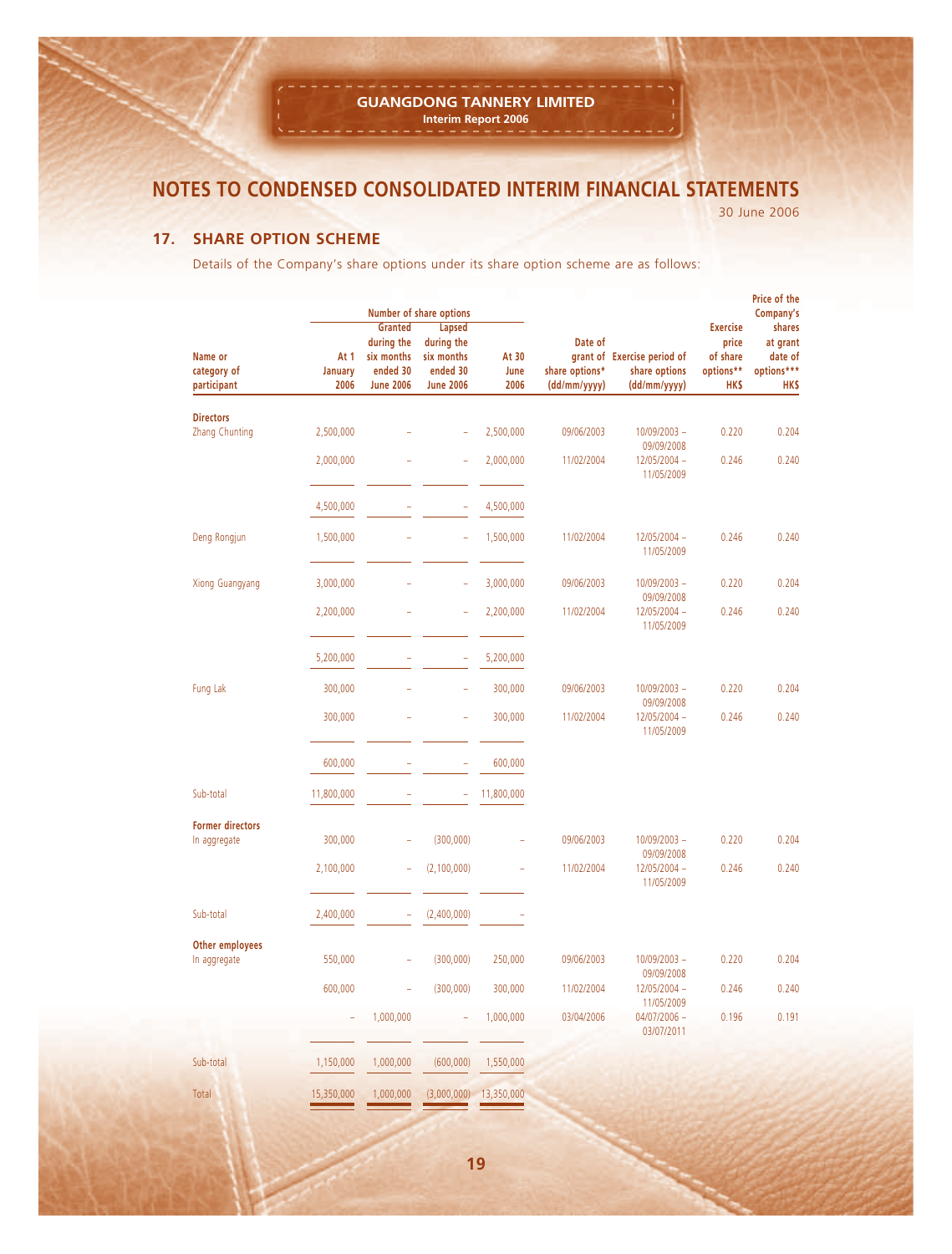# NOTES TO CONDENSED CONSOLIDATED INTERIM FINANCIAL STATEMENTS

30 June 2006

## 17. SHARE OPTION SCHEME

Details of the Company's share options under its share option scheme are as follows:

| Name or category of participant | Number of share options | | | | Date of grant of share options* (dd/mm/yyyy) | Exercise period of share options (dd/mm/yyyy) | Exercise price of share options** HK$ | Price of the Company's shares at grant date of options*** HK$ |
|---|---|---|---|---|---|---|---|---|
| | At 1 January 2006 | Granted during the six months ended 30 June 2006 | Lapsed during the six months ended 30 June 2006 | At 30 June 2006 | | | | |
| **Directors** | | | | | | | | |
| Zhang Chunting | 2,500,000 | – | – | 2,500,000 | 09/06/2003 | 10/09/2003 – 09/09/2008 | 0.220 | 0.204 |
| | 2,000,000 | – | – | 2,000,000 | 11/02/2004 | 12/05/2004 – 11/05/2009 | 0.246 | 0.240 |
| | 4,500,000 | – | – | 4,500,000 | | | | |
| Deng Rongjun | 1,500,000 | – | – | 1,500,000 | 11/02/2004 | 12/05/2004 – 11/05/2009 | 0.246 | 0.240 |
| Xiong Guangyang | 3,000,000 | – | – | 3,000,000 | 09/06/2003 | 10/09/2003 – 09/09/2008 | 0.220 | 0.204 |
| | 2,200,000 | – | – | 2,200,000 | 11/02/2004 | 12/05/2004 – 11/05/2009 | 0.246 | 0.240 |
| | 5,200,000 | – | – | 5,200,000 | | | | |
| Fung Lak | 300,000 | – | – | 300,000 | 09/06/2003 | 10/09/2003 – 09/09/2008 | 0.220 | 0.204 |
| | 300,000 | – | – | 300,000 | 11/02/2004 | 12/05/2004 – 11/05/2009 | 0.246 | 0.240 |
| | 600,000 | – | – | 600,000 | | | | |
| Sub-total | 11,800,000 | – | – | 11,800,000 | | | | |
| **Former directors** | | | | | | | | |
| In aggregate | 300,000 | – | (300,000) | – | 09/06/2003 | 10/09/2003 – 09/09/2008 | 0.220 | 0.204 |
| | 2,100,000 | – | (2,100,000) | – | 11/02/2004 | 12/05/2004 – 11/05/2009 | 0.246 | 0.240 |
| Sub-total | 2,400,000 | – | (2,400,000) | – | | | | |
| **Other employees** | | | | | | | | |
| In aggregate | 550,000 | – | (300,000) | 250,000 | 09/06/2003 | 10/09/2003 – 09/09/2008 | 0.220 | 0.204 |
| | 600,000 | – | (300,000) | 300,000 | 11/02/2004 | 12/05/2004 – 11/05/2009 | 0.246 | 0.240 |
| | – | 1,000,000 | – | 1,000,000 | 03/04/2006 | 04/07/2006 – 03/07/2011 | 0.196 | 0.191 |
| Sub-total | 1,150,000 | 1,000,000 | (600,000) | 1,550,000 | | | | |
| Total | 15,350,000 | 1,000,000 | (3,000,000) | 13,350,000 | | | | |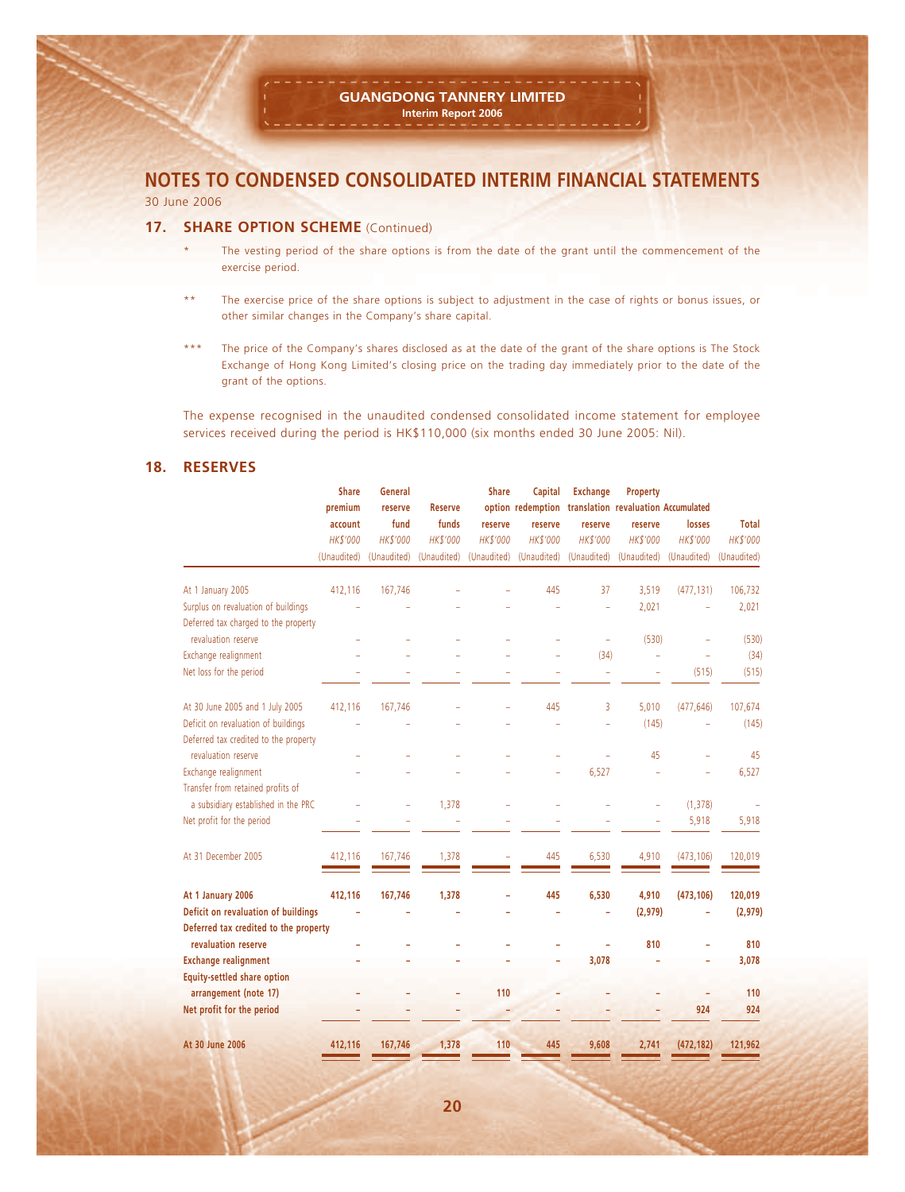# NOTES TO CONDENSED CONSOLIDATED INTERIM FINANCIAL STATEMENTS

30 June 2006

## 17. SHARE OPTION SCHEME (Continued)

\* The vesting period of the share options is from the date of the grant until the commencement of the exercise period.

\*\* The exercise price of the share options is subject to adjustment in the case of rights or bonus issues, or other similar changes in the Company's share capital.

\*\*\* The price of the Company's shares disclosed as at the date of the grant of the share options is The Stock Exchange of Hong Kong Limited's closing price on the trading day immediately prior to the date of the grant of the options.

The expense recognised in the unaudited condensed consolidated income statement for employee services received during the period is HK$110,000 (six months ended 30 June 2005: Nil).

## 18. RESERVES

| | Share premium account | General reserve fund | Reserve funds | Share option reserve | Capital redemption reserve | Exchange translation reserve | Property revaluation reserve | Accumulated losses | Total |
|---|---|---|---|---|---|---|---|---|---|
| | *HK$'000* | *HK$'000* | *HK$'000* | *HK$'000* | *HK$'000* | *HK$'000* | *HK$'000* | *HK$'000* | *HK$'000* |
| | (Unaudited) | (Unaudited) | (Unaudited) | (Unaudited) | (Unaudited) | (Unaudited) | (Unaudited) | (Unaudited) | (Unaudited) |
| At 1 January 2005 | 412,116 | 167,746 | – | – | 445 | 37 | 3,519 | (477,131) | 106,732 |
| Surplus on revaluation of buildings | – | – | – | – | – | – | 2,021 | – | 2,021 |
| Deferred tax charged to the property revaluation reserve | – | – | – | – | – | – | (530) | – | (530) |
| Exchange realignment | – | – | – | – | – | (34) | – | – | (34) |
| Net loss for the period | – | – | – | – | – | – | – | (515) | (515) |
| At 30 June 2005 and 1 July 2005 | 412,116 | 167,746 | – | – | 445 | 3 | 5,010 | (477,646) | 107,674 |
| Deficit on revaluation of buildings | – | – | – | – | – | – | (145) | – | (145) |
| Deferred tax credited to the property revaluation reserve | – | – | – | – | – | – | 45 | – | 45 |
| Exchange realignment | – | – | – | – | – | 6,527 | – | – | 6,527 |
| Transfer from retained profits of a subsidiary established in the PRC | – | – | 1,378 | – | – | – | – | (1,378) | – |
| Net profit for the period | – | – | – | – | – | – | – | 5,918 | 5,918 |
| At 31 December 2005 | 412,116 | 167,746 | 1,378 | – | 445 | 6,530 | 4,910 | (473,106) | 120,019 |
| **At 1 January 2006** | **412,116** | **167,746** | **1,378** | **–** | **445** | **6,530** | **4,910** | **(473,106)** | **120,019** |
| **Deficit on revaluation of buildings** | **–** | **–** | **–** | **–** | **–** | **–** | **(2,979)** | **–** | **(2,979)** |
| **Deferred tax credited to the property revaluation reserve** | **–** | **–** | **–** | **–** | **–** | **–** | **810** | **–** | **810** |
| **Exchange realignment** | **–** | **–** | **–** | **–** | **–** | **3,078** | **–** | **–** | **3,078** |
| **Equity-settled share option arrangement (note 17)** | **–** | **–** | **–** | **110** | **–** | **–** | **–** | **–** | **110** |
| **Net profit for the period** | **–** | **–** | **–** | **–** | **–** | **–** | **–** | **924** | **924** |
| **At 30 June 2006** | **412,116** | **167,746** | **1,378** | **110** | **445** | **9,608** | **2,741** | **(472,182)** | **121,962** |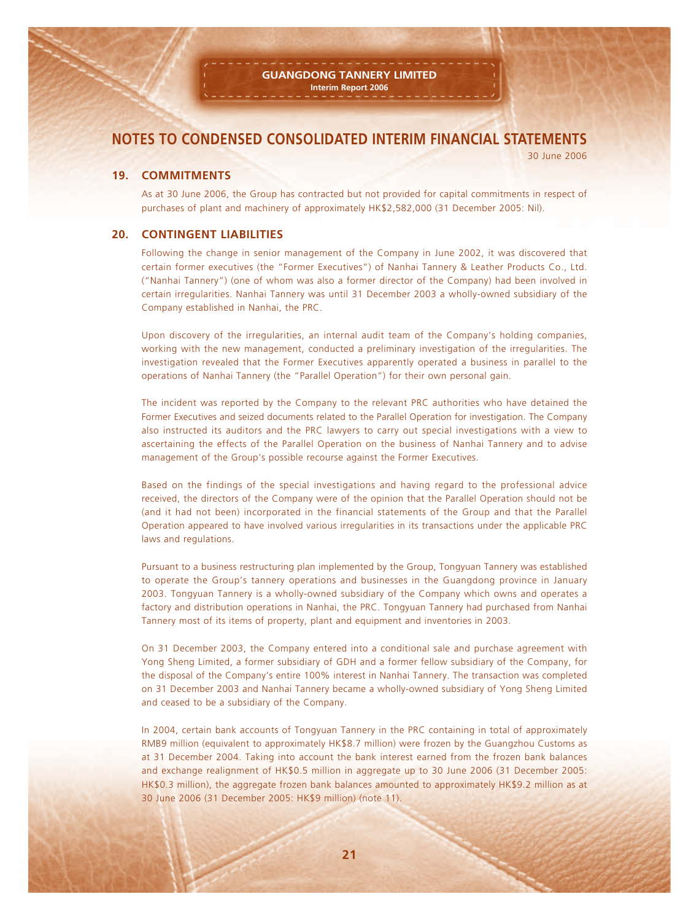# NOTES TO CONDENSED CONSOLIDATED INTERIM FINANCIAL STATEMENTS

30 June 2006

## 19. COMMITMENTS

As at 30 June 2006, the Group has contracted but not provided for capital commitments in respect of purchases of plant and machinery of approximately HK$2,582,000 (31 December 2005: Nil).

## 20. CONTINGENT LIABILITIES

Following the change in senior management of the Company in June 2002, it was discovered that certain former executives (the "Former Executives") of Nanhai Tannery & Leather Products Co., Ltd. ("Nanhai Tannery") (one of whom was also a former director of the Company) had been involved in certain irregularities. Nanhai Tannery was until 31 December 2003 a wholly-owned subsidiary of the Company established in Nanhai, the PRC.

Upon discovery of the irregularities, an internal audit team of the Company's holding companies, working with the new management, conducted a preliminary investigation of the irregularities. The investigation revealed that the Former Executives apparently operated a business in parallel to the operations of Nanhai Tannery (the "Parallel Operation") for their own personal gain.

The incident was reported by the Company to the relevant PRC authorities who have detained the Former Executives and seized documents related to the Parallel Operation for investigation. The Company also instructed its auditors and the PRC lawyers to carry out special investigations with a view to ascertaining the effects of the Parallel Operation on the business of Nanhai Tannery and to advise management of the Group's possible recourse against the Former Executives.

Based on the findings of the special investigations and having regard to the professional advice received, the directors of the Company were of the opinion that the Parallel Operation should not be (and it had not been) incorporated in the financial statements of the Group and that the Parallel Operation appeared to have involved various irregularities in its transactions under the applicable PRC laws and regulations.

Pursuant to a business restructuring plan implemented by the Group, Tongyuan Tannery was established to operate the Group's tannery operations and businesses in the Guangdong province in January 2003. Tongyuan Tannery is a wholly-owned subsidiary of the Company which owns and operates a factory and distribution operations in Nanhai, the PRC. Tongyuan Tannery had purchased from Nanhai Tannery most of its items of property, plant and equipment and inventories in 2003.

On 31 December 2003, the Company entered into a conditional sale and purchase agreement with Yong Sheng Limited, a former subsidiary of GDH and a former fellow subsidiary of the Company, for the disposal of the Company's entire 100% interest in Nanhai Tannery. The transaction was completed on 31 December 2003 and Nanhai Tannery became a wholly-owned subsidiary of Yong Sheng Limited and ceased to be a subsidiary of the Company.

In 2004, certain bank accounts of Tongyuan Tannery in the PRC containing in total of approximately RMB9 million (equivalent to approximately HK$8.7 million) were frozen by the Guangzhou Customs as at 31 December 2004. Taking into account the bank interest earned from the frozen bank balances and exchange realignment of HK$0.5 million in aggregate up to 30 June 2006 (31 December 2005: HK$0.3 million), the aggregate frozen bank balances amounted to approximately HK$9.2 million as at 30 June 2006 (31 December 2005: HK$9 million) (note 11).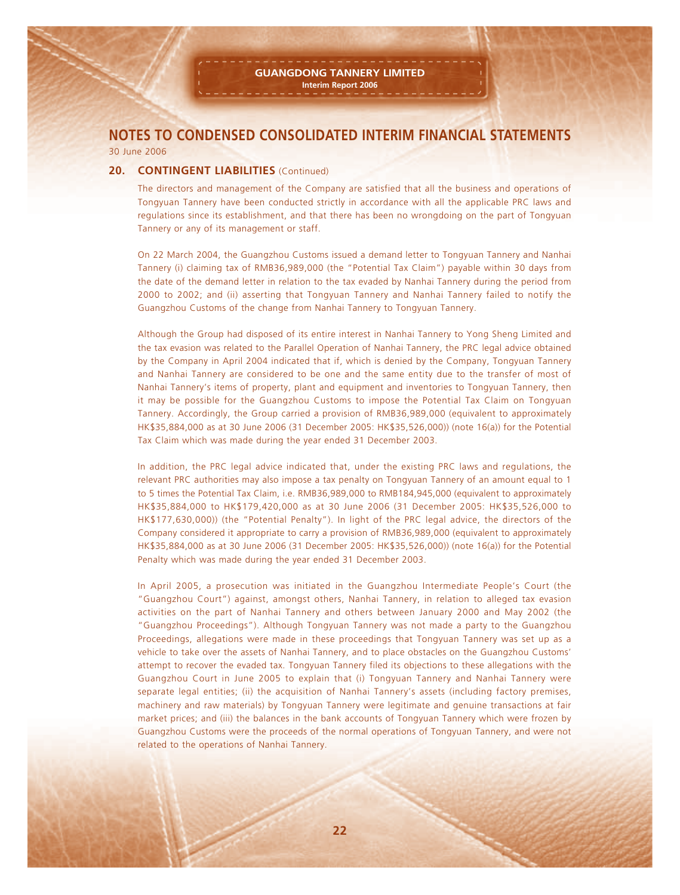# NOTES TO CONDENSED CONSOLIDATED INTERIM FINANCIAL STATEMENTS

30 June 2006

## 20. CONTINGENT LIABILITIES (Continued)

The directors and management of the Company are satisfied that all the business and operations of Tongyuan Tannery have been conducted strictly in accordance with all the applicable PRC laws and regulations since its establishment, and that there has been no wrongdoing on the part of Tongyuan Tannery or any of its management or staff.

On 22 March 2004, the Guangzhou Customs issued a demand letter to Tongyuan Tannery and Nanhai Tannery (i) claiming tax of RMB36,989,000 (the "Potential Tax Claim") payable within 30 days from the date of the demand letter in relation to the tax evaded by Nanhai Tannery during the period from 2000 to 2002; and (ii) asserting that Tongyuan Tannery and Nanhai Tannery failed to notify the Guangzhou Customs of the change from Nanhai Tannery to Tongyuan Tannery.

Although the Group had disposed of its entire interest in Nanhai Tannery to Yong Sheng Limited and the tax evasion was related to the Parallel Operation of Nanhai Tannery, the PRC legal advice obtained by the Company in April 2004 indicated that if, which is denied by the Company, Tongyuan Tannery and Nanhai Tannery are considered to be one and the same entity due to the transfer of most of Nanhai Tannery's items of property, plant and equipment and inventories to Tongyuan Tannery, then it may be possible for the Guangzhou Customs to impose the Potential Tax Claim on Tongyuan Tannery. Accordingly, the Group carried a provision of RMB36,989,000 (equivalent to approximately HK$35,884,000 as at 30 June 2006 (31 December 2005: HK$35,526,000)) (note 16(a)) for the Potential Tax Claim which was made during the year ended 31 December 2003.

In addition, the PRC legal advice indicated that, under the existing PRC laws and regulations, the relevant PRC authorities may also impose a tax penalty on Tongyuan Tannery of an amount equal to 1 to 5 times the Potential Tax Claim, i.e. RMB36,989,000 to RMB184,945,000 (equivalent to approximately HK$35,884,000 to HK$179,420,000 as at 30 June 2006 (31 December 2005: HK$35,526,000 to HK$177,630,000)) (the "Potential Penalty"). In light of the PRC legal advice, the directors of the Company considered it appropriate to carry a provision of RMB36,989,000 (equivalent to approximately HK$35,884,000 as at 30 June 2006 (31 December 2005: HK$35,526,000)) (note 16(a)) for the Potential Penalty which was made during the year ended 31 December 2003.

In April 2005, a prosecution was initiated in the Guangzhou Intermediate People's Court (the "Guangzhou Court") against, amongst others, Nanhai Tannery, in relation to alleged tax evasion activities on the part of Nanhai Tannery and others between January 2000 and May 2002 (the "Guangzhou Proceedings"). Although Tongyuan Tannery was not made a party to the Guangzhou Proceedings, allegations were made in these proceedings that Tongyuan Tannery was set up as a vehicle to take over the assets of Nanhai Tannery, and to place obstacles on the Guangzhou Customs' attempt to recover the evaded tax. Tongyuan Tannery filed its objections to these allegations with the Guangzhou Court in June 2005 to explain that (i) Tongyuan Tannery and Nanhai Tannery were separate legal entities; (ii) the acquisition of Nanhai Tannery's assets (including factory premises, machinery and raw materials) by Tongyuan Tannery were legitimate and genuine transactions at fair market prices; and (iii) the balances in the bank accounts of Tongyuan Tannery which were frozen by Guangzhou Customs were the proceeds of the normal operations of Tongyuan Tannery, and were not related to the operations of Nanhai Tannery.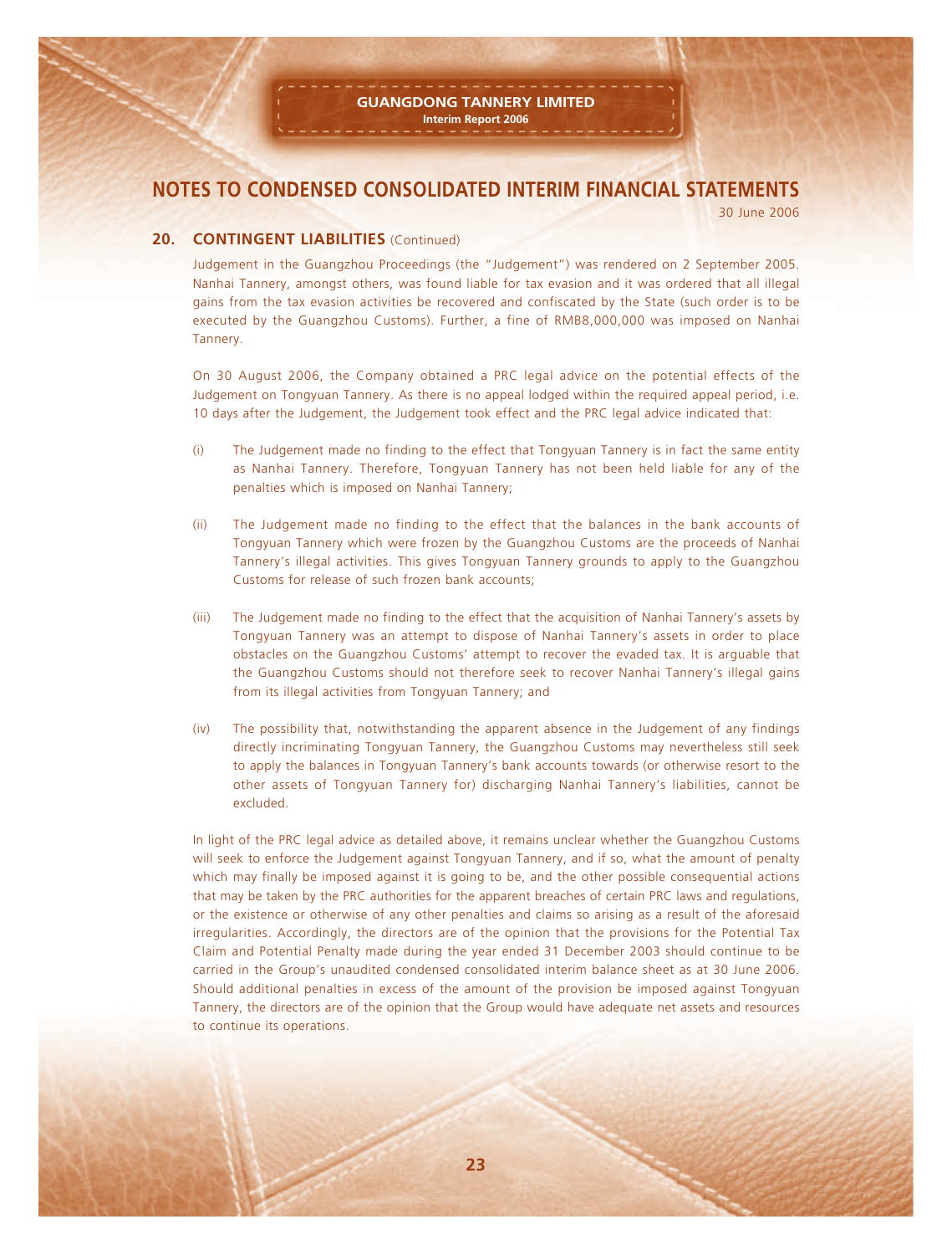# NOTES TO CONDENSED CONSOLIDATED INTERIM FINANCIAL STATEMENTS

30 June 2006

## 20. CONTINGENT LIABILITIES (Continued)

Judgement in the Guangzhou Proceedings (the "Judgement") was rendered on 2 September 2005. Nanhai Tannery, amongst others, was found liable for tax evasion and it was ordered that all illegal gains from the tax evasion activities be recovered and confiscated by the State (such order is to be executed by the Guangzhou Customs). Further, a fine of RMB8,000,000 was imposed on Nanhai Tannery.

On 30 August 2006, the Company obtained a PRC legal advice on the potential effects of the Judgement on Tongyuan Tannery. As there is no appeal lodged within the required appeal period, i.e. 10 days after the Judgement, the Judgement took effect and the PRC legal advice indicated that:

(i) The Judgement made no finding to the effect that Tongyuan Tannery is in fact the same entity as Nanhai Tannery. Therefore, Tongyuan Tannery has not been held liable for any of the penalties which is imposed on Nanhai Tannery;

(ii) The Judgement made no finding to the effect that the balances in the bank accounts of Tongyuan Tannery which were frozen by the Guangzhou Customs are the proceeds of Nanhai Tannery's illegal activities. This gives Tongyuan Tannery grounds to apply to the Guangzhou Customs for release of such frozen bank accounts;

(iii) The Judgement made no finding to the effect that the acquisition of Nanhai Tannery's assets by Tongyuan Tannery was an attempt to dispose of Nanhai Tannery's assets in order to place obstacles on the Guangzhou Customs' attempt to recover the evaded tax. It is arguable that the Guangzhou Customs should not therefore seek to recover Nanhai Tannery's illegal gains from its illegal activities from Tongyuan Tannery; and

(iv) The possibility that, notwithstanding the apparent absence in the Judgement of any findings directly incriminating Tongyuan Tannery, the Guangzhou Customs may nevertheless still seek to apply the balances in Tongyuan Tannery's bank accounts towards (or otherwise resort to the other assets of Tongyuan Tannery for) discharging Nanhai Tannery's liabilities, cannot be excluded.

In light of the PRC legal advice as detailed above, it remains unclear whether the Guangzhou Customs will seek to enforce the Judgement against Tongyuan Tannery, and if so, what the amount of penalty which may finally be imposed against it is going to be, and the other possible consequential actions that may be taken by the PRC authorities for the apparent breaches of certain PRC laws and regulations, or the existence or otherwise of any other penalties and claims so arising as a result of the aforesaid irregularities. Accordingly, the directors are of the opinion that the provisions for the Potential Tax Claim and Potential Penalty made during the year ended 31 December 2003 should continue to be carried in the Group's unaudited condensed consolidated interim balance sheet as at 30 June 2006. Should additional penalties in excess of the amount of the provision be imposed against Tongyuan Tannery, the directors are of the opinion that the Group would have adequate net assets and resources to continue its operations.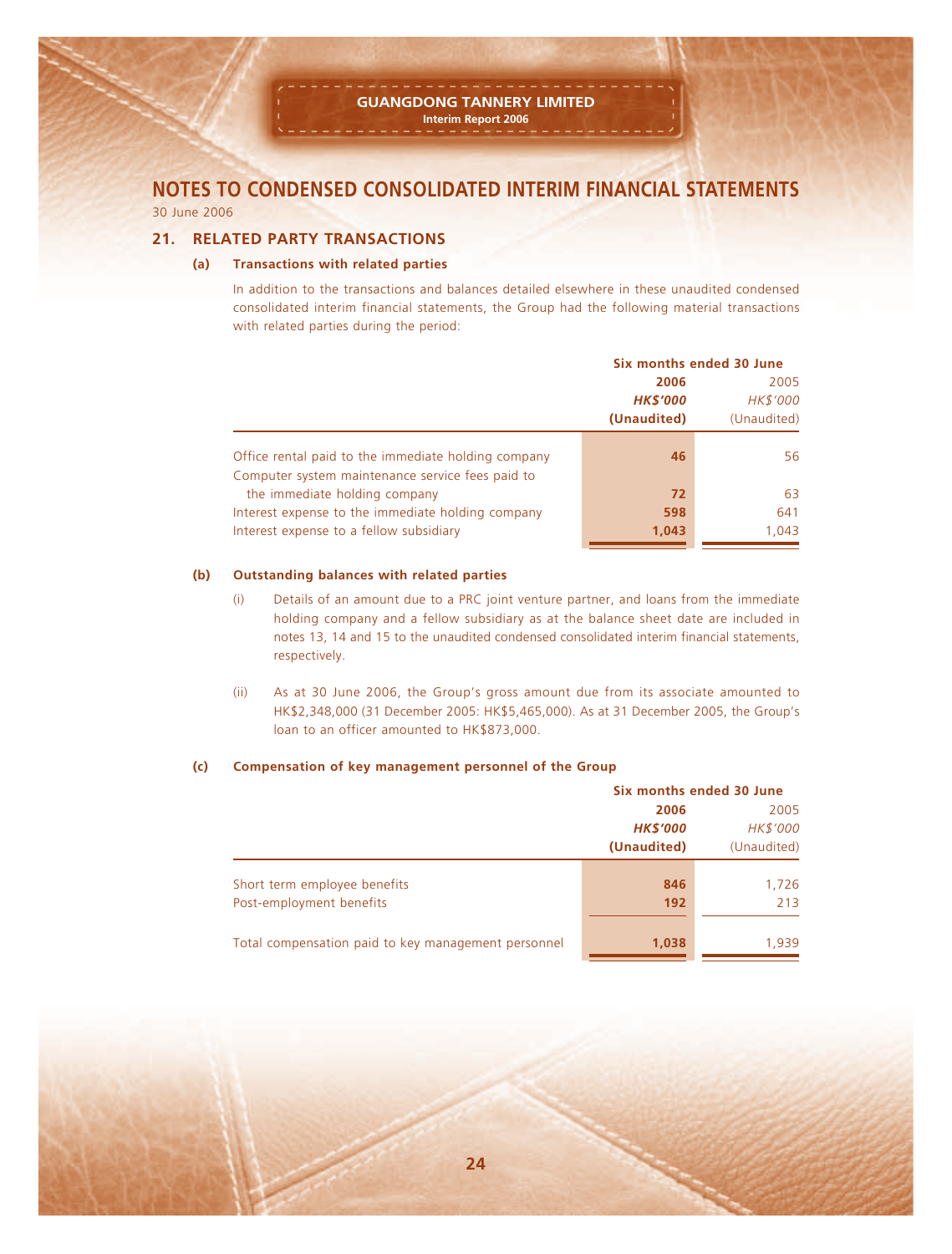# NOTES TO CONDENSED CONSOLIDATED INTERIM FINANCIAL STATEMENTS

30 June 2006

## 21. RELATED PARTY TRANSACTIONS

### (a) Transactions with related parties

In addition to the transactions and balances detailed elsewhere in these unaudited condensed consolidated interim financial statements, the Group had the following material transactions with related parties during the period:

| | Six months ended 30 June | |
|---|---|---|
| | **2006** | 2005 |
| | ***HK$'000*** | *HK$'000* |
| | **(Unaudited)** | (Unaudited) |
| Office rental paid to the immediate holding company | **46** | 56 |
| Computer system maintenance service fees paid to the immediate holding company | **72** | 63 |
| Interest expense to the immediate holding company | **598** | 641 |
| Interest expense to a fellow subsidiary | **1,043** | 1,043 |

### (b) Outstanding balances with related parties

(i) Details of an amount due to a PRC joint venture partner, and loans from the immediate holding company and a fellow subsidiary as at the balance sheet date are included in notes 13, 14 and 15 to the unaudited condensed consolidated interim financial statements, respectively.

(ii) As at 30 June 2006, the Group's gross amount due from its associate amounted to HK$2,348,000 (31 December 2005: HK$5,465,000). As at 31 December 2005, the Group's loan to an officer amounted to HK$873,000.

### (c) Compensation of key management personnel of the Group

| | Six months ended 30 June | |
|---|---|---|
| | **2006** | 2005 |
| | ***HK$'000*** | *HK$'000* |
| | **(Unaudited)** | (Unaudited) |
| Short term employee benefits | **846** | 1,726 |
| Post-employment benefits | **192** | 213 |
| Total compensation paid to key management personnel | **1,038** | 1,939 |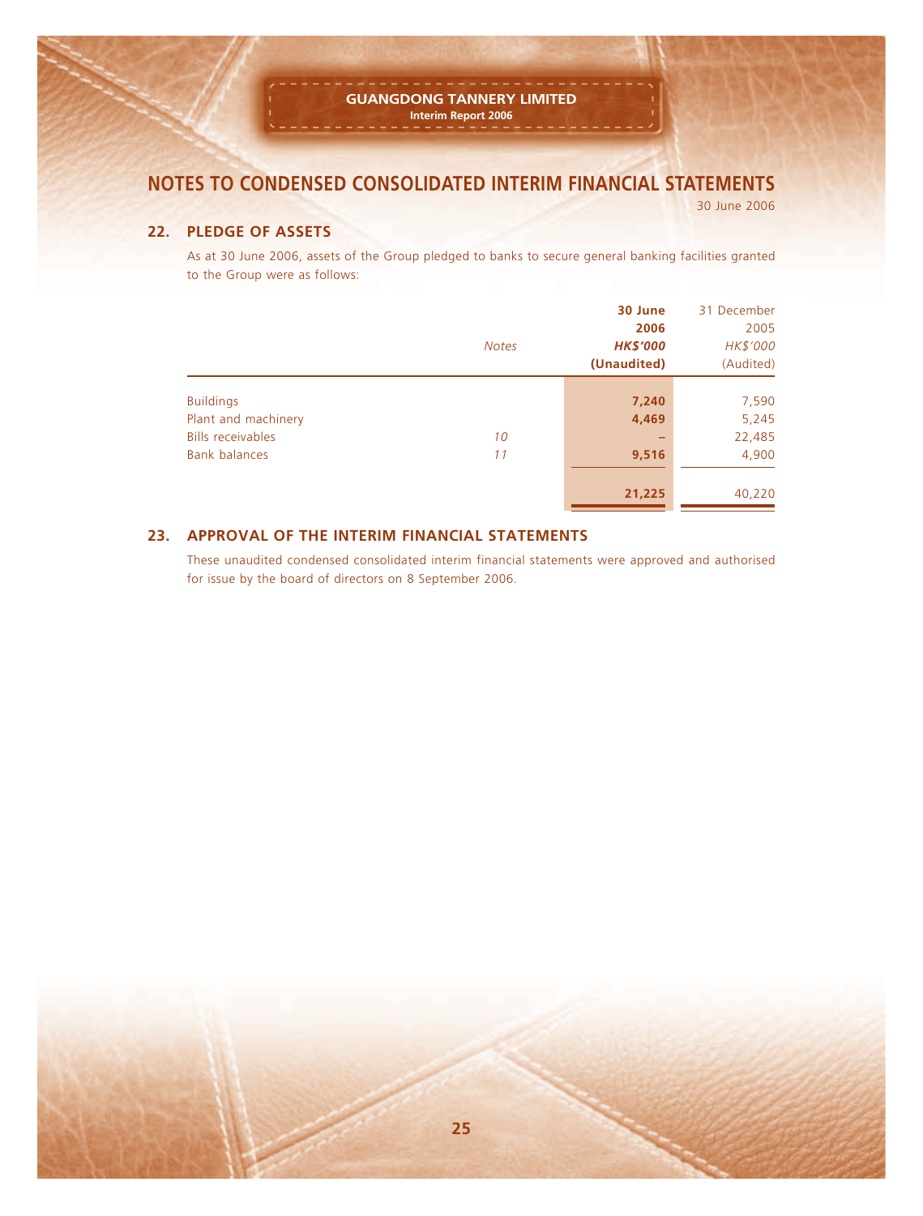# NOTES TO CONDENSED CONSOLIDATED INTERIM FINANCIAL STATEMENTS

30 June 2006

## 22. PLEDGE OF ASSETS

As at 30 June 2006, assets of the Group pledged to banks to secure general banking facilities granted to the Group were as follows:

| | *Notes* | **30 June 2006** ***HK$'000*** **(Unaudited)** | 31 December 2005 *HK$'000* (Audited) |
|---|---|---|---|
| Buildings | | **7,240** | 7,590 |
| Plant and machinery | | **4,469** | 5,245 |
| Bills receivables | *10* | **–** | 22,485 |
| Bank balances | *11* | **9,516** | 4,900 |
| | | **21,225** | 40,220 |

## 23. APPROVAL OF THE INTERIM FINANCIAL STATEMENTS

These unaudited condensed consolidated interim financial statements were approved and authorised for issue by the board of directors on 8 September 2006.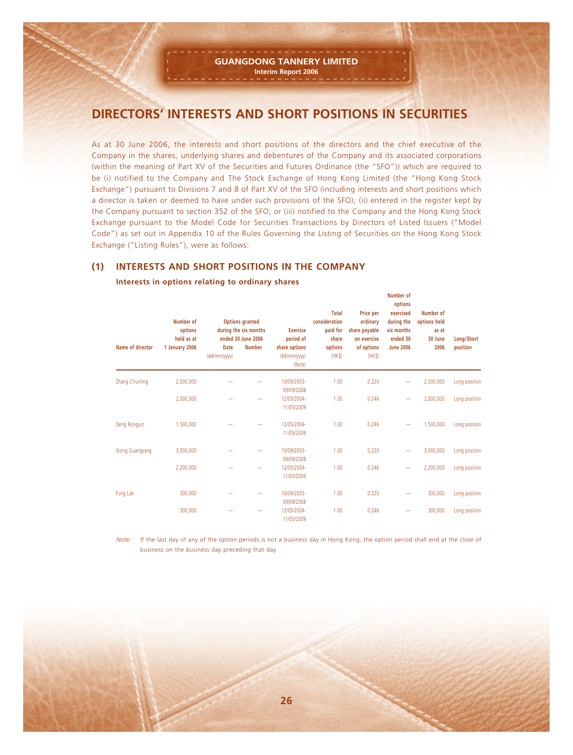# DIRECTORS' INTERESTS AND SHORT POSITIONS IN SECURITIES

As at 30 June 2006, the interests and short positions of the directors and the chief executive of the Company in the shares, underlying shares and debentures of the Company and its associated corporations (within the meaning of Part XV of the Securities and Futures Ordinance (the "SFO")) which are required to be (i) notified to the Company and The Stock Exchange of Hong Kong Limited (the "Hong Kong Stock Exchange") pursuant to Divisions 7 and 8 of Part XV of the SFO (including interests and short positions which a director is taken or deemed to have under such provisions of the SFO); (ii) entered in the register kept by the Company pursuant to section 352 of the SFO; or (iii) notified to the Company and the Hong Kong Stock Exchange pursuant to the Model Code for Securities Transactions by Directors of Listed Issuers ("Model Code") as set out in Appendix 10 of the Rules Governing the Listing of Securities on the Hong Kong Stock Exchange ("Listing Rules"), were as follows:

## (1) INTERESTS AND SHORT POSITIONS IN THE COMPANY

**Interests in options relating to ordinary shares**

| Name of director | Number of options held as at 1 January 2006 | Options granted during the six months ended 30 June 2006 | | Exercise period of share options (dd/mm/yyyy) (Note) | Total consideration paid for share options (HK$) | Price per ordinary share payable on exercise of options (HK$) | Number of options exercised during the six months ended 30 June 2006 | Number of options held as at 30 June 2006 | Long/Short position |
|---|---|---|---|---|---|---|---|---|---|
| | | Date (dd/mm/yyyy) | Number | | | | | | |
| Zhang Chunting | 2,500,000 | — | — | 10/09/2003-09/09/2008 | 1.00 | 0.220 | — | 2,500,000 | Long position |
| | 2,000,000 | — | — | 12/05/2004-11/05/2009 | 1.00 | 0.246 | — | 2,000,000 | Long position |
| Deng Rongjun | 1,500,000 | — | — | 12/05/2004-11/05/2009 | 1.00 | 0.246 | — | 1,500,000 | Long position |
| Xiong Guangyang | 3,000,000 | — | — | 10/09/2003-09/09/2008 | 1.00 | 0.220 | — | 3,000,000 | Long position |
| | 2,200,000 | — | — | 12/05/2004-11/05/2009 | 1.00 | 0.246 | — | 2,200,000 | Long position |
| Fung Lak | 300,000 | — | — | 10/09/2003-09/09/2008 | 1.00 | 0.220 | — | 300,000 | Long position |
| | 300,000 | — | — | 12/05/2004-11/05/2009 | 1.00 | 0.246 | — | 300,000 | Long position |

*Note:* If the last day of any of the option periods is not a business day in Hong Kong, the option period shall end at the close of business on the business day preceding that day.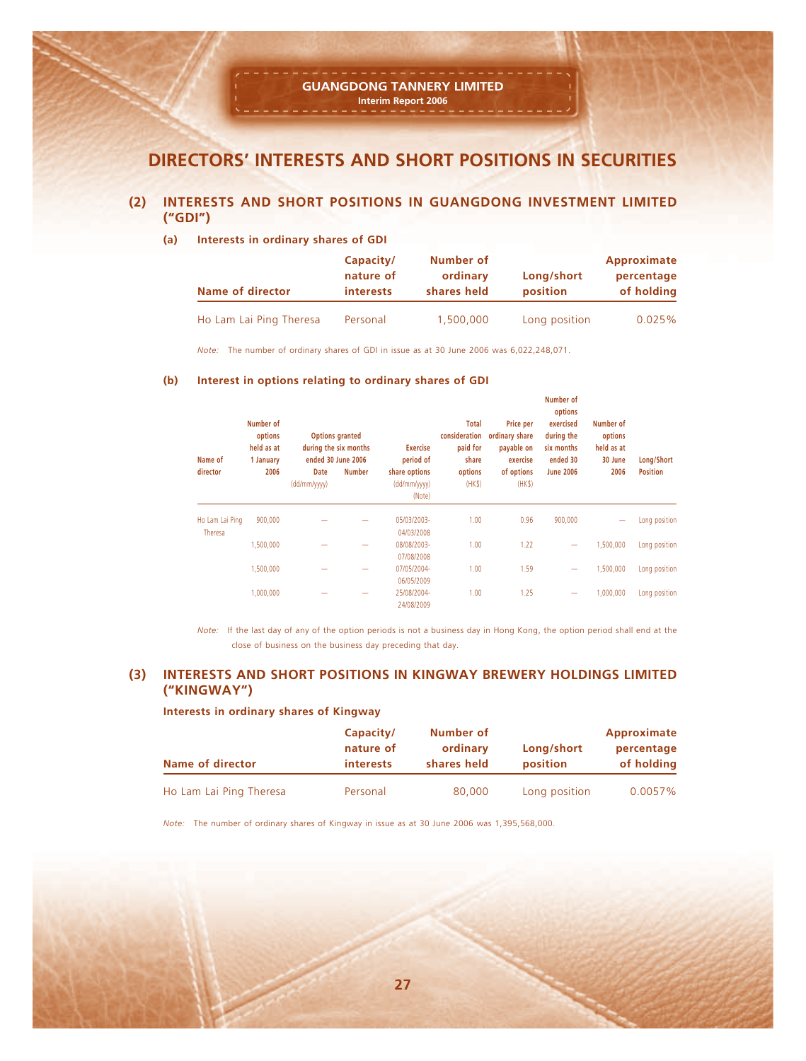# DIRECTORS' INTERESTS AND SHORT POSITIONS IN SECURITIES

## (2) INTERESTS AND SHORT POSITIONS IN GUANGDONG INVESTMENT LIMITED ("GDI")

### (a) Interests in ordinary shares of GDI

| Name of director | Capacity/ nature of interests | Number of ordinary shares held | Long/short position | Approximate percentage of holding |
|---|---|---|---|---|
| Ho Lam Lai Ping Theresa | Personal | 1,500,000 | Long position | 0.025% |

*Note:* The number of ordinary shares of GDI in issue as at 30 June 2006 was 6,022,248,071.

### (b) Interest in options relating to ordinary shares of GDI

| Name of director | Number of options held as at 1 January 2006 | Options granted during the six months ended 30 June 2006 | | Exercise period of share options (dd/mm/yyyy) (Note) | Total consideration paid for share options (HK$) | Price per ordinary share payable on exercise of options (HK$) | Number of options exercised during the six months ended 30 June 2006 | Number of options held as at 30 June 2006 | Long/Short Position |
|---|---|---|---|---|---|---|---|---|---|
| | | Date (dd/mm/yyyy) | Number | | | | | | |
| Ho Lam Lai Ping Theresa | 900,000 | — | — | 05/03/2003-04/03/2008 | 1.00 | 0.96 | 900,000 | — | Long position |
| | 1,500,000 | — | — | 08/08/2003-07/08/2008 | 1.00 | 1.22 | — | 1,500,000 | Long position |
| | 1,500,000 | — | — | 07/05/2004-06/05/2009 | 1.00 | 1.59 | — | 1,500,000 | Long position |
| | 1,000,000 | — | — | 25/08/2004-24/08/2009 | 1.00 | 1.25 | — | 1,000,000 | Long position |

*Note:* If the last day of any of the option periods is not a business day in Hong Kong, the option period shall end at the close of business on the business day preceding that day.

## (3) INTERESTS AND SHORT POSITIONS IN KINGWAY BREWERY HOLDINGS LIMITED ("KINGWAY")

### Interests in ordinary shares of Kingway

| Name of director | Capacity/ nature of interests | Number of ordinary shares held | Long/short position | Approximate percentage of holding |
|---|---|---|---|---|
| Ho Lam Lai Ping Theresa | Personal | 80,000 | Long position | 0.0057% |

*Note:* The number of ordinary shares of Kingway in issue as at 30 June 2006 was 1,395,568,000.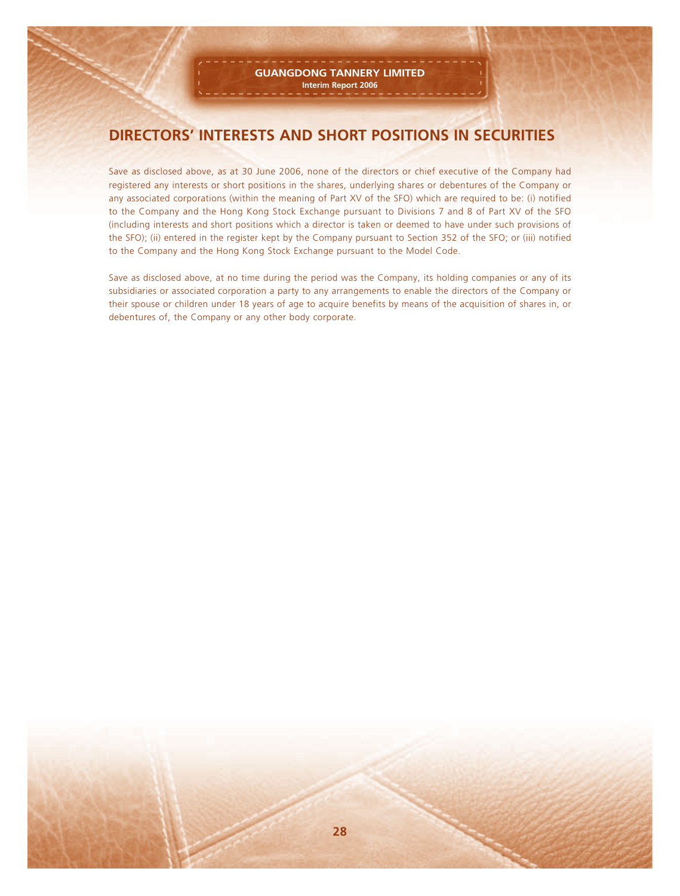## DIRECTORS' INTERESTS AND SHORT POSITIONS IN SECURITIES

Save as disclosed above, as at 30 June 2006, none of the directors or chief executive of the Company had registered any interests or short positions in the shares, underlying shares or debentures of the Company or any associated corporations (within the meaning of Part XV of the SFO) which are required to be: (i) notified to the Company and the Hong Kong Stock Exchange pursuant to Divisions 7 and 8 of Part XV of the SFO (including interests and short positions which a director is taken or deemed to have under such provisions of the SFO); (ii) entered in the register kept by the Company pursuant to Section 352 of the SFO; or (iii) notified to the Company and the Hong Kong Stock Exchange pursuant to the Model Code.

Save as disclosed above, at no time during the period was the Company, its holding companies or any of its subsidiaries or associated corporation a party to any arrangements to enable the directors of the Company or their spouse or children under 18 years of age to acquire benefits by means of the acquisition of shares in, or debentures of, the Company or any other body corporate.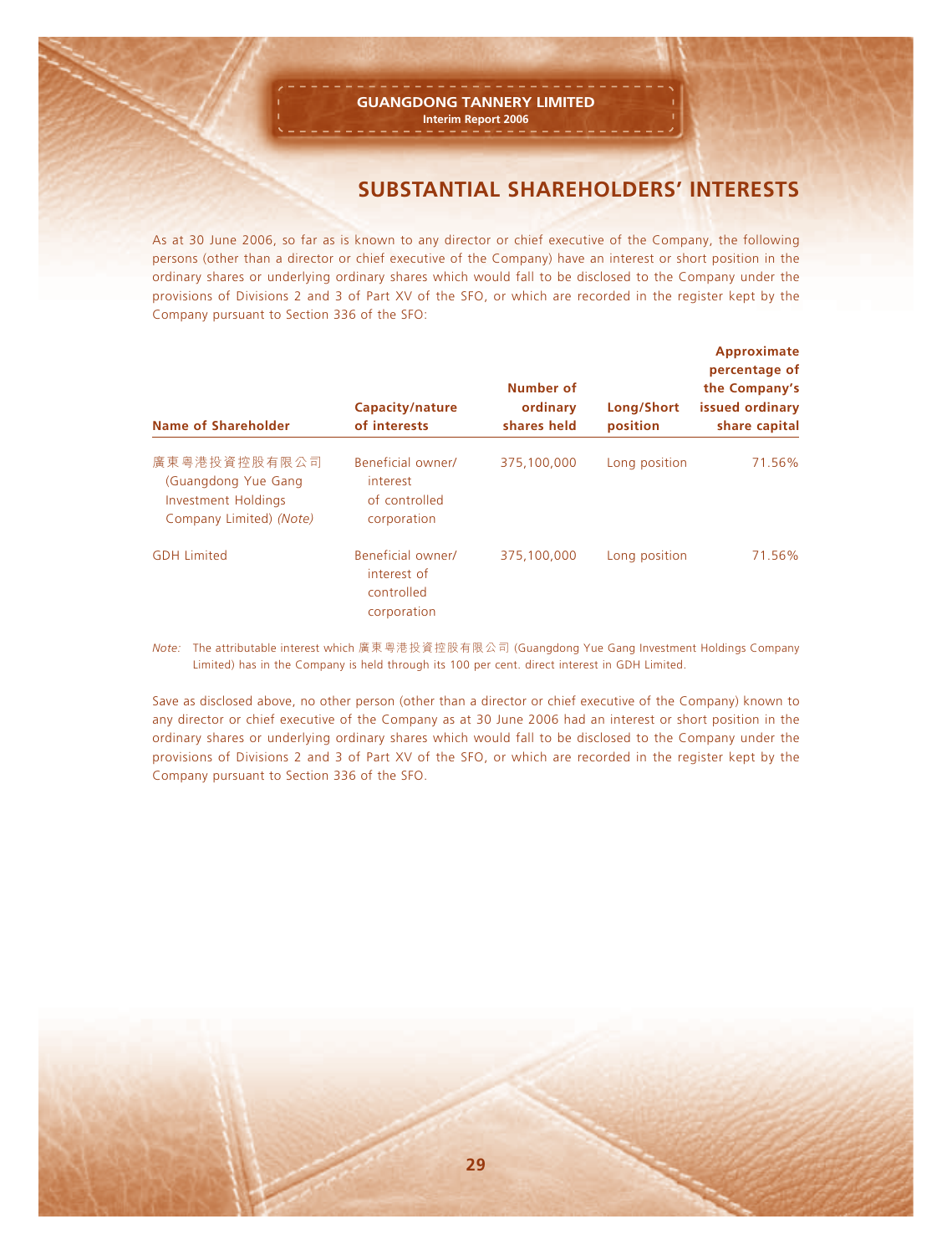## SUBSTANTIAL SHAREHOLDERS' INTERESTS

As at 30 June 2006, so far as is known to any director or chief executive of the Company, the following persons (other than a director or chief executive of the Company) have an interest or short position in the ordinary shares or underlying ordinary shares which would fall to be disclosed to the Company under the provisions of Divisions 2 and 3 of Part XV of the SFO, or which are recorded in the register kept by the Company pursuant to Section 336 of the SFO:

| Name of Shareholder | Capacity/nature of interests | Number of ordinary shares held | Long/Short position | Approximate percentage of the Company's issued ordinary share capital |
|---|---|---|---|---|
| 廣東粵港投資控股有限公司 (Guangdong Yue Gang Investment Holdings Company Limited) *(Note)* | Beneficial owner/ interest of controlled corporation | 375,100,000 | Long position | 71.56% |
| GDH Limited | Beneficial owner/ interest of controlled corporation | 375,100,000 | Long position | 71.56% |

*Note:* The attributable interest which 廣東粵港投資控股有限公司 (Guangdong Yue Gang Investment Holdings Company Limited) has in the Company is held through its 100 per cent. direct interest in GDH Limited.

Save as disclosed above, no other person (other than a director or chief executive of the Company) known to any director or chief executive of the Company as at 30 June 2006 had an interest or short position in the ordinary shares or underlying ordinary shares which would fall to be disclosed to the Company under the provisions of Divisions 2 and 3 of Part XV of the SFO, or which are recorded in the register kept by the Company pursuant to Section 336 of the SFO.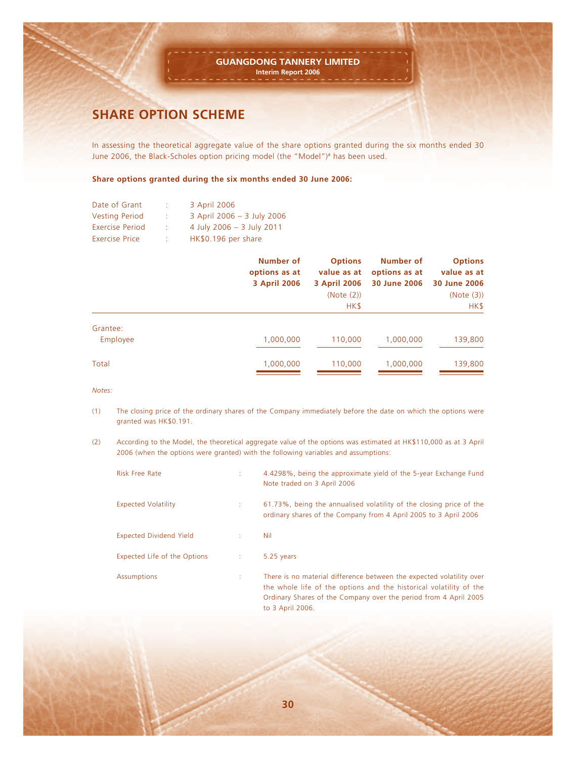## SHARE OPTION SCHEME

In assessing the theoretical aggregate value of the share options granted during the six months ended 30 June 2006, the Black-Scholes option pricing model (the "Model")# has been used.

**Share options granted during the six months ended 30 June 2006:**

| | | |
|---|---|---|
| Date of Grant | : | 3 April 2006 |
| Vesting Period | : | 3 April 2006 – 3 July 2006 |
| Exercise Period | : | 4 July 2006 – 3 July 2011 |
| Exercise Price | : | HK$0.196 per share |

| | Number of options as at 3 April 2006 | Options value as at 3 April 2006 (Note (2)) HK$ | Number of options as at 30 June 2006 | Options value as at 30 June 2006 (Note (3)) HK$ |
|---|---|---|---|---|
| Grantee: | | | | |
| Employee | 1,000,000 | 110,000 | 1,000,000 | 139,800 |
| Total | 1,000,000 | 110,000 | 1,000,000 | 139,800 |

*Notes:*

(1) The closing price of the ordinary shares of the Company immediately before the date on which the options were granted was HK$0.191.

(2) According to the Model, the theoretical aggregate value of the options was estimated at HK$110,000 as at 3 April 2006 (when the options were granted) with the following variables and assumptions:

| | | |
|---|---|---|
| Risk Free Rate | : | 4.4298%, being the approximate yield of the 5-year Exchange Fund Note traded on 3 April 2006 |
| Expected Volatility | : | 61.73%, being the annualised volatility of the closing price of the ordinary shares of the Company from 4 April 2005 to 3 April 2006 |
| Expected Dividend Yield | : | Nil |
| Expected Life of the Options | : | 5.25 years |
| Assumptions | : | There is no material difference between the expected volatility over the whole life of the options and the historical volatility of the Ordinary Shares of the Company over the period from 4 April 2005 to 3 April 2006. |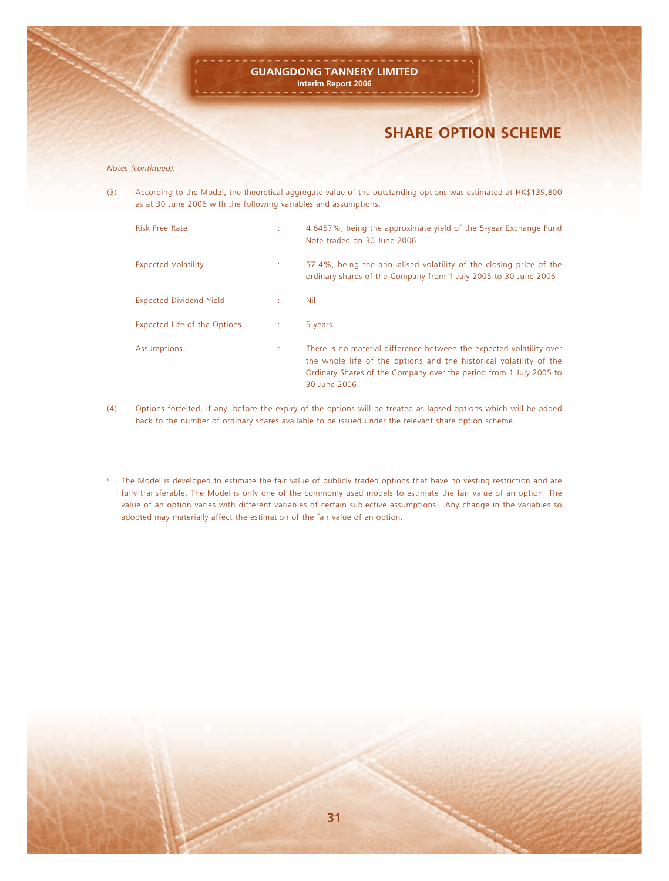# SHARE OPTION SCHEME

*Notes (continued):*

(3) According to the Model, the theoretical aggregate value of the outstanding options was estimated at HK$139,800 as at 30 June 2006 with the following variables and assumptions:

| | | |
|---|---|---|
| Risk Free Rate | : | 4.6457%, being the approximate yield of the 5-year Exchange Fund Note traded on 30 June 2006 |
| Expected Volatility | : | 57.4%, being the annualised volatility of the closing price of the ordinary shares of the Company from 1 July 2005 to 30 June 2006 |
| Expected Dividend Yield | : | Nil |
| Expected Life of the Options | : | 5 years |
| Assumptions | : | There is no material difference between the expected volatility over the whole life of the options and the historical volatility of the Ordinary Shares of the Company over the period from 1 July 2005 to 30 June 2006. |

(4) Options forfeited, if any, before the expiry of the options will be treated as lapsed options which will be added back to the number of ordinary shares available to be issued under the relevant share option scheme.

# The Model is developed to estimate the fair value of publicly traded options that have no vesting restriction and are fully transferable. The Model is only one of the commonly used models to estimate the fair value of an option. The value of an option varies with different variables of certain subjective assumptions. Any change in the variables so adopted may materially affect the estimation of the fair value of an option.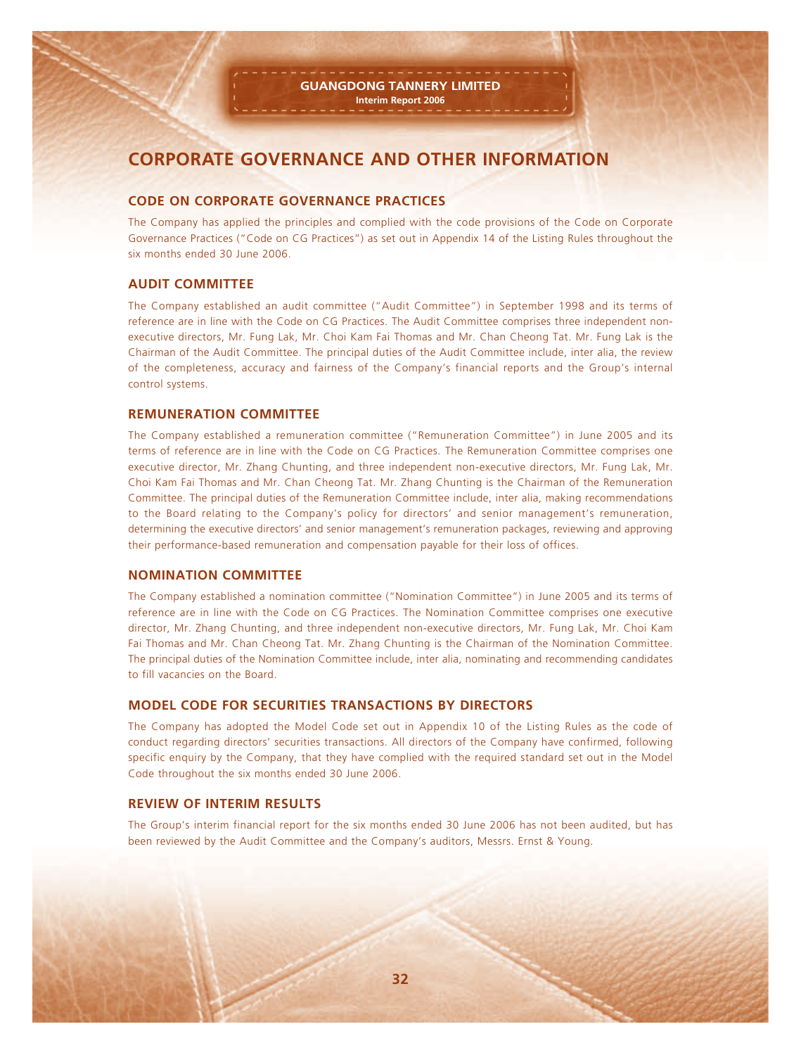# CORPORATE GOVERNANCE AND OTHER INFORMATION

## CODE ON CORPORATE GOVERNANCE PRACTICES

The Company has applied the principles and complied with the code provisions of the Code on Corporate Governance Practices ("Code on CG Practices") as set out in Appendix 14 of the Listing Rules throughout the six months ended 30 June 2006.

## AUDIT COMMITTEE

The Company established an audit committee ("Audit Committee") in September 1998 and its terms of reference are in line with the Code on CG Practices. The Audit Committee comprises three independent non-executive directors, Mr. Fung Lak, Mr. Choi Kam Fai Thomas and Mr. Chan Cheong Tat. Mr. Fung Lak is the Chairman of the Audit Committee. The principal duties of the Audit Committee include, inter alia, the review of the completeness, accuracy and fairness of the Company's financial reports and the Group's internal control systems.

## REMUNERATION COMMITTEE

The Company established a remuneration committee ("Remuneration Committee") in June 2005 and its terms of reference are in line with the Code on CG Practices. The Remuneration Committee comprises one executive director, Mr. Zhang Chunting, and three independent non-executive directors, Mr. Fung Lak, Mr. Choi Kam Fai Thomas and Mr. Chan Cheong Tat. Mr. Zhang Chunting is the Chairman of the Remuneration Committee. The principal duties of the Remuneration Committee include, inter alia, making recommendations to the Board relating to the Company's policy for directors' and senior management's remuneration, determining the executive directors' and senior management's remuneration packages, reviewing and approving their performance-based remuneration and compensation payable for their loss of offices.

## NOMINATION COMMITTEE

The Company established a nomination committee ("Nomination Committee") in June 2005 and its terms of reference are in line with the Code on CG Practices. The Nomination Committee comprises one executive director, Mr. Zhang Chunting, and three independent non-executive directors, Mr. Fung Lak, Mr. Choi Kam Fai Thomas and Mr. Chan Cheong Tat. Mr. Zhang Chunting is the Chairman of the Nomination Committee. The principal duties of the Nomination Committee include, inter alia, nominating and recommending candidates to fill vacancies on the Board.

## MODEL CODE FOR SECURITIES TRANSACTIONS BY DIRECTORS

The Company has adopted the Model Code set out in Appendix 10 of the Listing Rules as the code of conduct regarding directors' securities transactions. All directors of the Company have confirmed, following specific enquiry by the Company, that they have complied with the required standard set out in the Model Code throughout the six months ended 30 June 2006.

## REVIEW OF INTERIM RESULTS

The Group's interim financial report for the six months ended 30 June 2006 has not been audited, but has been reviewed by the Audit Committee and the Company's auditors, Messrs. Ernst & Young.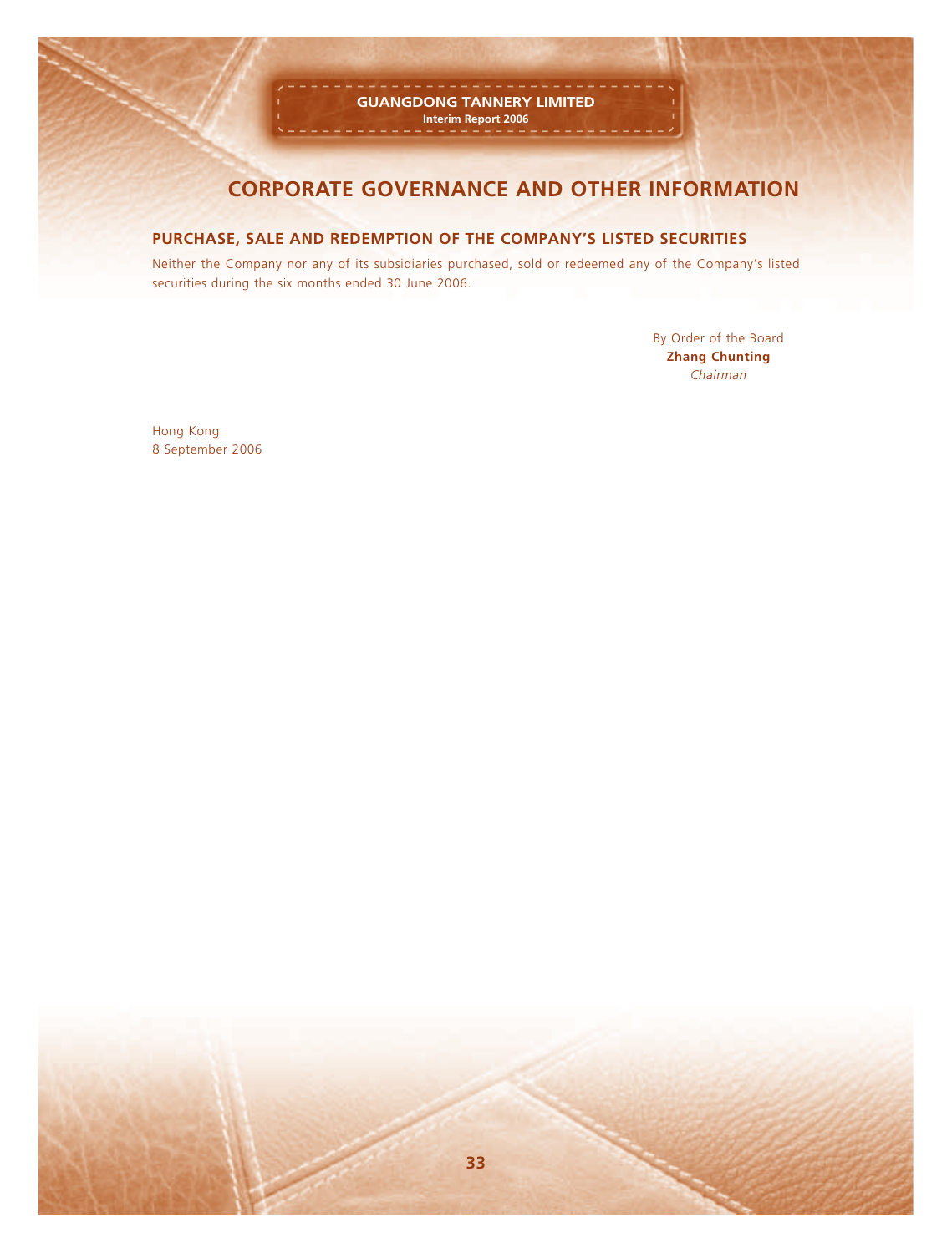# CORPORATE GOVERNANCE AND OTHER INFORMATION

## PURCHASE, SALE AND REDEMPTION OF THE COMPANY'S LISTED SECURITIES

Neither the Company nor any of its subsidiaries purchased, sold or redeemed any of the Company's listed securities during the six months ended 30 June 2006.

By Order of the Board
**Zhang Chunting**
*Chairman*

Hong Kong
8 September 2006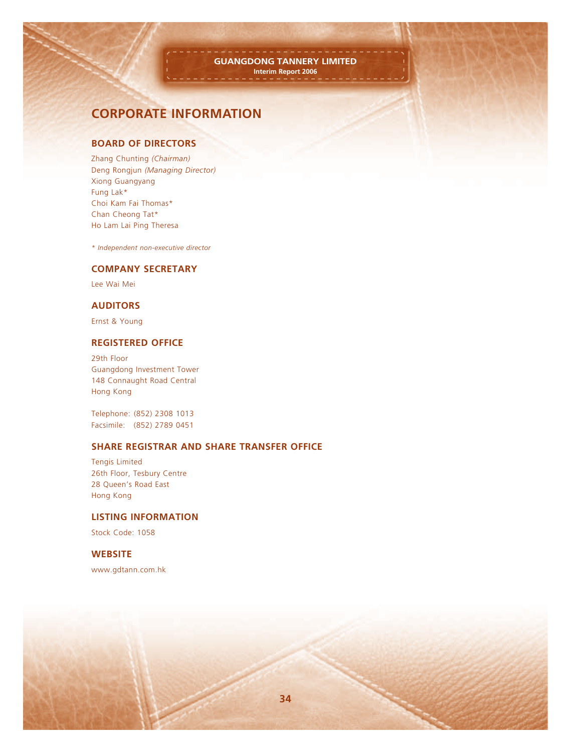# CORPORATE INFORMATION

## BOARD OF DIRECTORS

Zhang Chunting *(Chairman)*
Deng Rongjun *(Managing Director)*
Xiong Guangyang
Fung Lak*
Choi Kam Fai Thomas*
Chan Cheong Tat*
Ho Lam Lai Ping Theresa

*\* Independent non-executive director*

## COMPANY SECRETARY

Lee Wai Mei

## AUDITORS

Ernst & Young

## REGISTERED OFFICE

29th Floor
Guangdong Investment Tower
148 Connaught Road Central
Hong Kong

Telephone: (852) 2308 1013
Facsimile: (852) 2789 0451

## SHARE REGISTRAR AND SHARE TRANSFER OFFICE

Tengis Limited
26th Floor, Tesbury Centre
28 Queen's Road East
Hong Kong

## LISTING INFORMATION

Stock Code: 1058

## WEBSITE

www.gdtann.com.hk